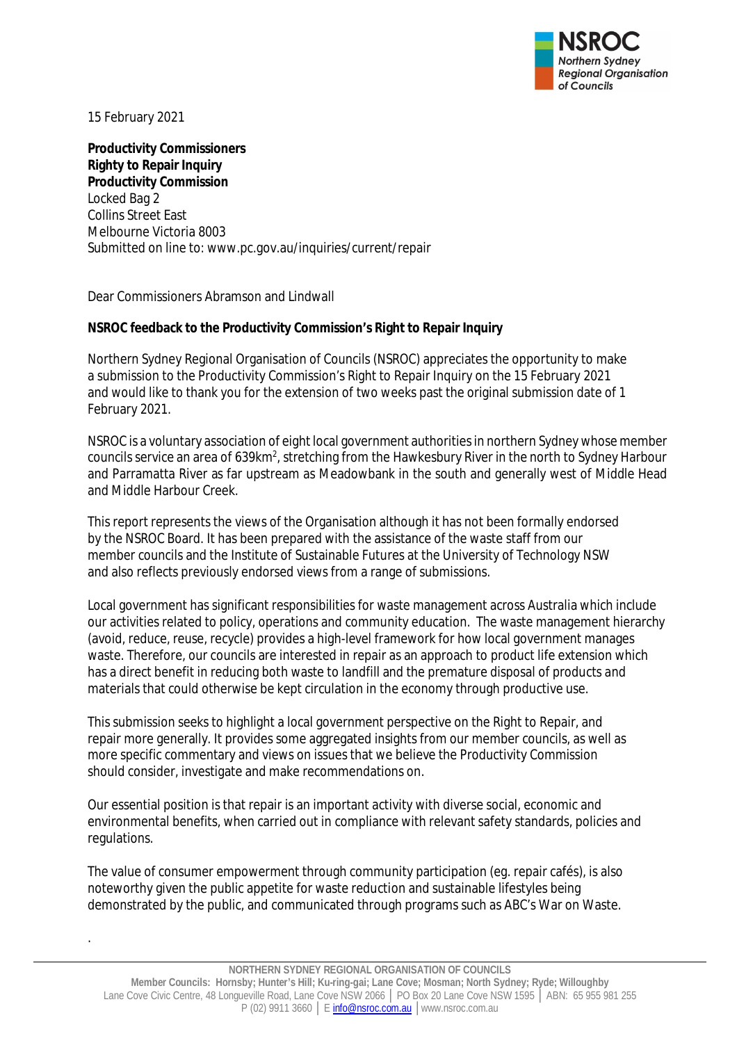15 February 2021

**Productivity Commissioners**
**Righty to Repair Inquiry**
**Productivity Commission**
Locked Bag 2
Collins Street East
Melbourne Victoria 8003
Submitted on line to: www.pc.gov.au/inquiries/current/repair

Dear Commissioners Abramson and Lindwall

**NSROC feedback to the Productivity Commission's Right to Repair Inquiry**

Northern Sydney Regional Organisation of Councils (NSROC) appreciates the opportunity to make a submission to the Productivity Commission's Right to Repair Inquiry on the 15 February 2021 and would like to thank you for the extension of two weeks past the original submission date of 1 February 2021.

NSROC is a voluntary association of eight local government authorities in northern Sydney whose member councils service an area of 639km², stretching from the Hawkesbury River in the north to Sydney Harbour and Parramatta River as far upstream as Meadowbank in the south and generally west of Middle Head and Middle Harbour Creek.

This report represents the views of the Organisation although it has not been formally endorsed by the NSROC Board. It has been prepared with the assistance of the waste staff from our member councils and the Institute of Sustainable Futures at the University of Technology NSW and also reflects previously endorsed views from a range of submissions.

Local government has significant responsibilities for waste management across Australia which include our activities related to policy, operations and community education. The waste management hierarchy (avoid, reduce, reuse, recycle) provides a high-level framework for how local government manages waste. Therefore, our councils are interested in repair as an approach to product life extension which has a direct benefit in reducing both waste to landfill and the premature disposal of products and materials that could otherwise be kept circulation in the economy through productive use.

This submission seeks to highlight a local government perspective on the Right to Repair, and repair more generally. It provides some aggregated insights from our member councils, as well as more specific commentary and views on issues that we believe the Productivity Commission should consider, investigate and make recommendations on.

Our essential position is that repair is an important activity with diverse social, economic and environmental benefits, when carried out in compliance with relevant safety standards, policies and regulations.

The value of consumer empowerment through community participation (eg. repair cafés), is also noteworthy given the public appetite for waste reduction and sustainable lifestyles being demonstrated by the public, and communicated through programs such as ABC's War on Waste.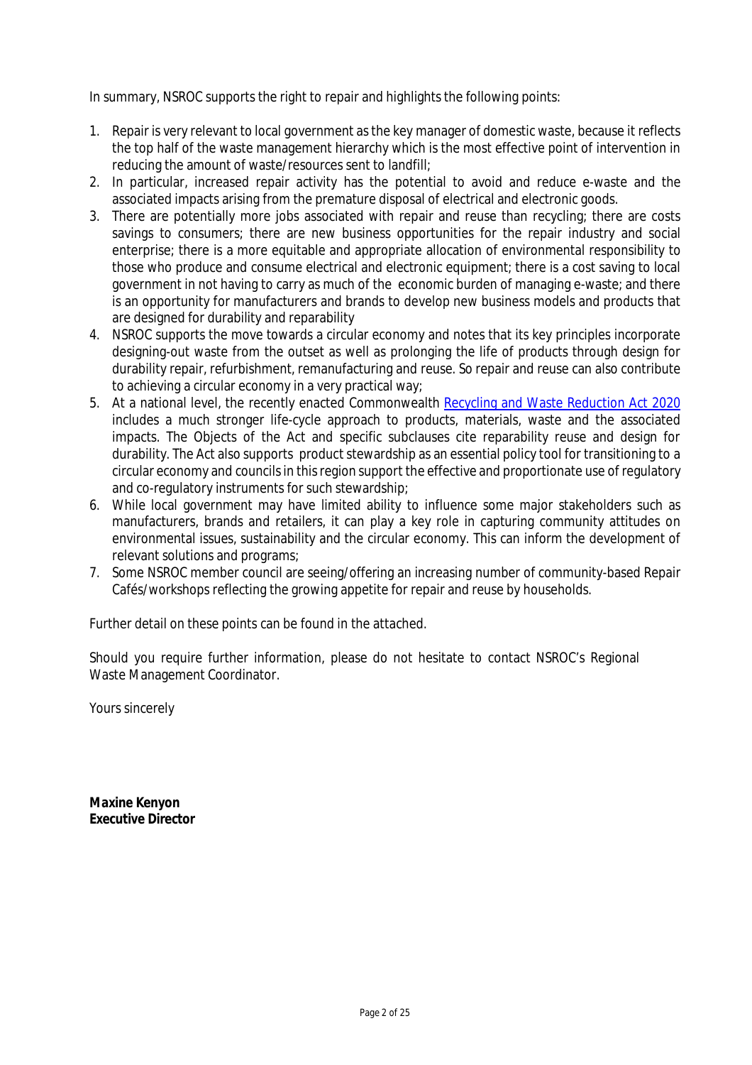In summary, NSROC supports the right to repair and highlights the following points:

1. Repair is very relevant to local government as the key manager of domestic waste, because it reflects the top half of the waste management hierarchy which is the most effective point of intervention in reducing the amount of waste/resources sent to landfill;
2. In particular, increased repair activity has the potential to avoid and reduce e-waste and the associated impacts arising from the premature disposal of electrical and electronic goods.
3. There are potentially more jobs associated with repair and reuse than recycling; there are costs savings to consumers; there are new business opportunities for the repair industry and social enterprise; there is a more equitable and appropriate allocation of environmental responsibility to those who produce and consume electrical and electronic equipment; there is a cost saving to local government in not having to carry as much of the economic burden of managing e-waste; and there is an opportunity for manufacturers and brands to develop new business models and products that are designed for durability and reparability
4. NSROC supports the move towards a circular economy and notes that its key principles incorporate designing-out waste from the outset as well as prolonging the life of products through design for durability repair, refurbishment, remanufacturing and reuse. So repair and reuse can also contribute to achieving a circular economy in a very practical way;
5. At a national level, the recently enacted Commonwealth [Recycling and Waste Reduction Act 2020] includes a much stronger life-cycle approach to products, materials, waste and the associated impacts. The Objects of the Act and specific subclauses cite reparability reuse and design for durability. The Act also supports product stewardship as an essential policy tool for transitioning to a circular economy and councils in this region support the effective and proportionate use of regulatory and co-regulatory instruments for such stewardship;
6. While local government may have limited ability to influence some major stakeholders such as manufacturers, brands and retailers, it can play a key role in capturing community attitudes on environmental issues, sustainability and the circular economy. This can inform the development of relevant solutions and programs;
7. Some NSROC member council are seeing/offering an increasing number of community-based Repair Cafés/workshops reflecting the growing appetite for repair and reuse by households.

Further detail on these points can be found in the attached.

Should you require further information, please do not hesitate to contact NSROC's Regional Waste Management Coordinator.

Yours sincerely

**Maxine Kenyon**
**Executive Director**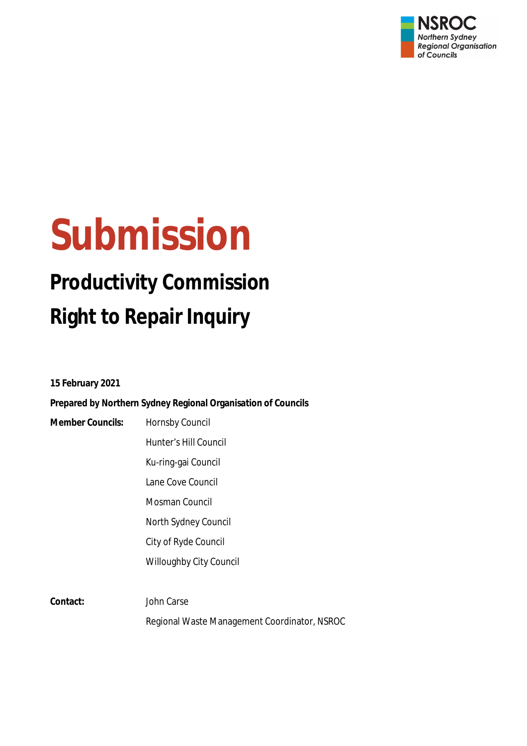NSROC
Northern Sydney
Regional Organisation
of Councils

# Submission

## Productivity Commission

## Right to Repair Inquiry

**15 February 2021**

**Prepared by Northern Sydney Regional Organisation of Councils**

| | |
|---|---|
| **Member Councils:** | Hornsby Council |
| | Hunter's Hill Council |
| | Ku-ring-gai Council |
| | Lane Cove Council |
| | Mosman Council |
| | North Sydney Council |
| | City of Ryde Council |
| | Willoughby City Council |
| | |
| **Contact:** | John Carse |
| | Regional Waste Management Coordinator, NSROC |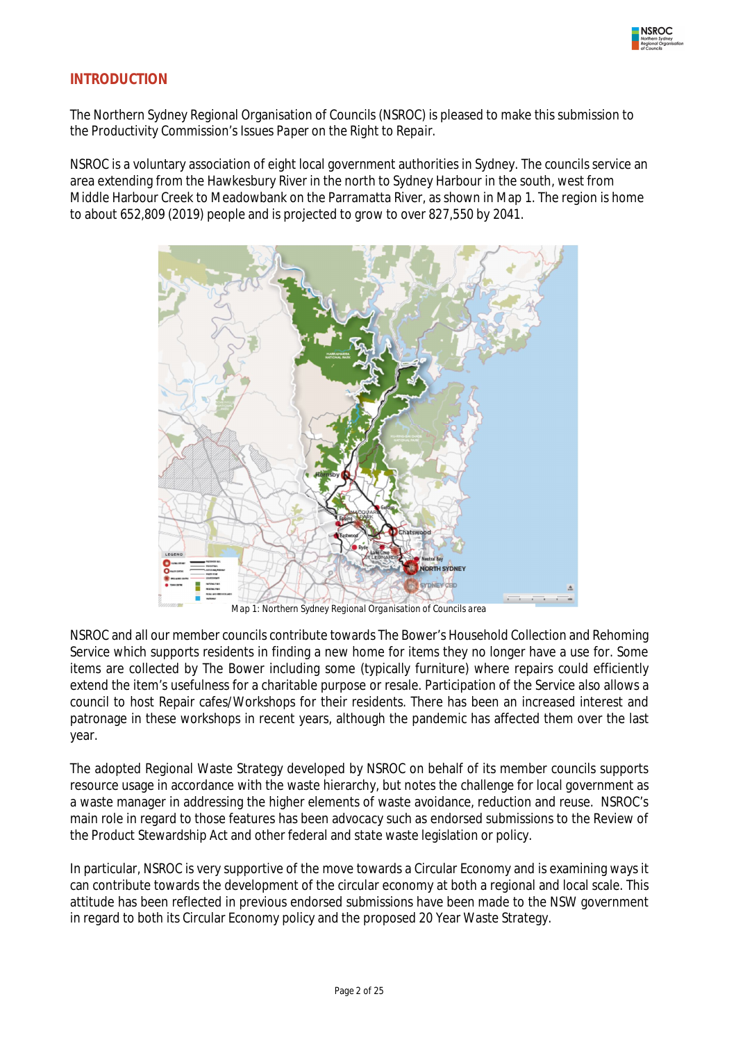## INTRODUCTION

The Northern Sydney Regional Organisation of Councils (NSROC) is pleased to make this submission to the Productivity Commission's Issues Paper on the Right to Repair.

NSROC is a voluntary association of eight local government authorities in Sydney. The councils service an area extending from the Hawkesbury River in the north to Sydney Harbour in the south, west from Middle Harbour Creek to Meadowbank on the Parramatta River, as shown in Map 1. The region is home to about 652,809 (2019) people and is projected to grow to over 827,550 by 2041.

*Map 1: Northern Sydney Regional Organisation of Councils area*

NSROC and all our member councils contribute towards The Bower's Household Collection and Rehoming Service which supports residents in finding a new home for items they no longer have a use for. Some items are collected by The Bower including some (typically furniture) where repairs could efficiently extend the item's usefulness for a charitable purpose or resale. Participation of the Service also allows a council to host Repair cafes/Workshops for their residents. There has been an increased interest and patronage in these workshops in recent years, although the pandemic has affected them over the last year.

The adopted Regional Waste Strategy developed by NSROC on behalf of its member councils supports resource usage in accordance with the waste hierarchy, but notes the challenge for local government as a waste manager in addressing the higher elements of waste avoidance, reduction and reuse. NSROC's main role in regard to those features has been advocacy such as endorsed submissions to the Review of the Product Stewardship Act and other federal and state waste legislation or policy.

In particular, NSROC is very supportive of the move towards a Circular Economy and is examining ways it can contribute towards the development of the circular economy at both a regional and local scale. This attitude has been reflected in previous endorsed submissions have been made to the NSW government in regard to both its Circular Economy policy and the proposed 20 Year Waste Strategy.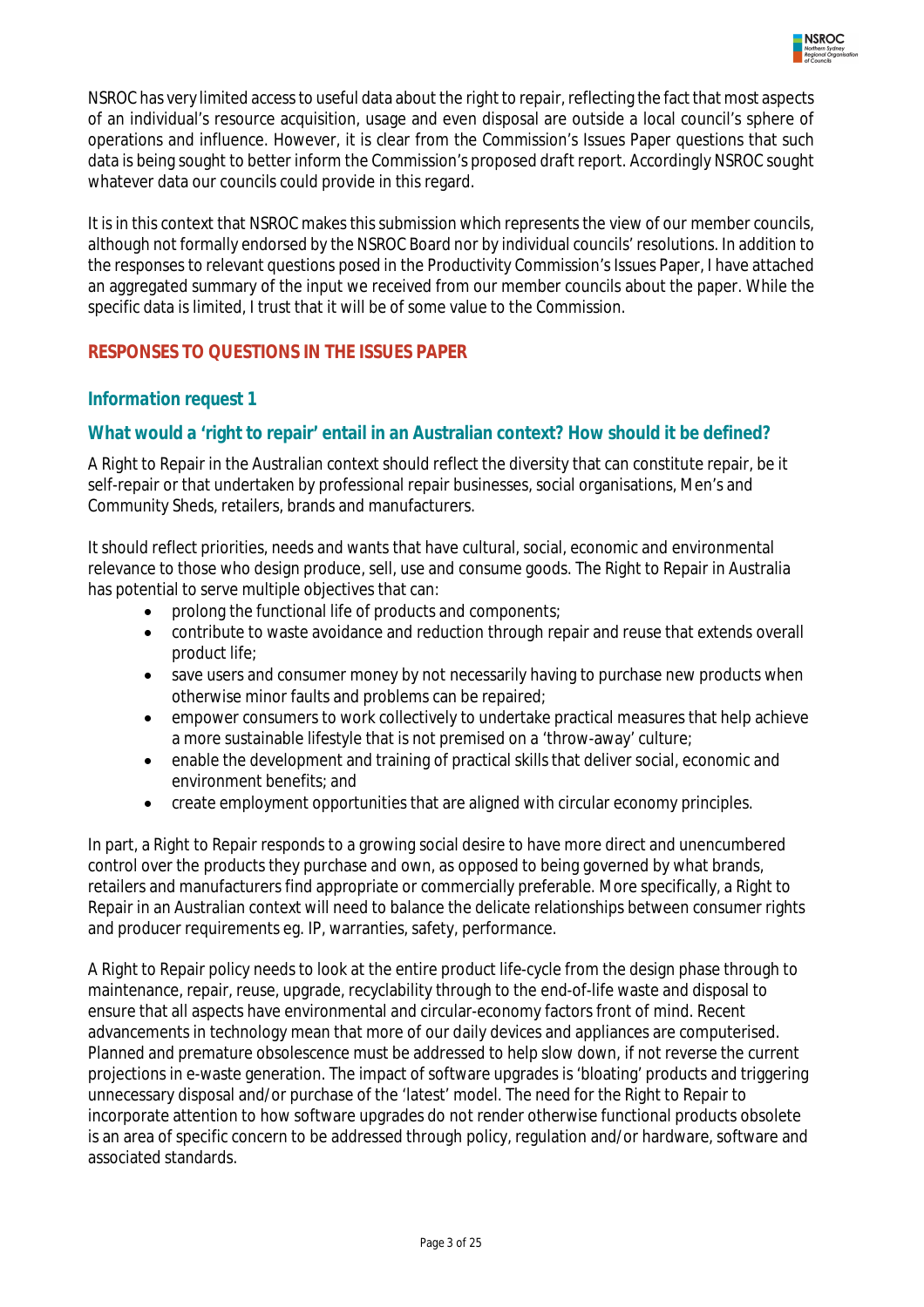NSROC has very limited access to useful data about the right to repair, reflecting the fact that most aspects of an individual's resource acquisition, usage and even disposal are outside a local council's sphere of operations and influence. However, it is clear from the Commission's Issues Paper questions that such data is being sought to better inform the Commission's proposed draft report. Accordingly NSROC sought whatever data our councils could provide in this regard.

It is in this context that NSROC makes this submission which represents the view of our member councils, although not formally endorsed by the NSROC Board nor by individual councils' resolutions. In addition to the responses to relevant questions posed in the Productivity Commission's Issues Paper, I have attached an aggregated summary of the input we received from our member councils about the paper. While the specific data is limited, I trust that it will be of some value to the Commission.

## RESPONSES TO QUESTIONS IN THE ISSUES PAPER

### *Information request 1*

### What would a 'right to repair' entail in an Australian context? How should it be defined?

A Right to Repair in the Australian context should reflect the diversity that can constitute repair, be it self-repair or that undertaken by professional repair businesses, social organisations, Men's and Community Sheds, retailers, brands and manufacturers.

It should reflect priorities, needs and wants that have cultural, social, economic and environmental relevance to those who design produce, sell, use and consume goods. The Right to Repair in Australia has potential to serve multiple objectives that can:

- prolong the functional life of products and components;
- contribute to waste avoidance and reduction through repair and reuse that extends overall product life;
- save users and consumer money by not necessarily having to purchase new products when otherwise minor faults and problems can be repaired;
- empower consumers to work collectively to undertake practical measures that help achieve a more sustainable lifestyle that is not premised on a 'throw-away' culture;
- enable the development and training of practical skills that deliver social, economic and environment benefits; and
- create employment opportunities that are aligned with circular economy principles.

In part, a Right to Repair responds to a growing social desire to have more direct and unencumbered control over the products they purchase and own, as opposed to being governed by what brands, retailers and manufacturers find appropriate or commercially preferable. More specifically, a Right to Repair in an Australian context will need to balance the delicate relationships between consumer rights and producer requirements eg. IP, warranties, safety, performance.

A Right to Repair policy needs to look at the entire product life-cycle from the design phase through to maintenance, repair, reuse, upgrade, recyclability through to the end-of-life waste and disposal to ensure that all aspects have environmental and circular-economy factors front of mind. Recent advancements in technology mean that more of our daily devices and appliances are computerised. Planned and premature obsolescence must be addressed to help slow down, if not reverse the current projections in e-waste generation. The impact of software upgrades is 'bloating' products and triggering unnecessary disposal and/or purchase of the 'latest' model. The need for the Right to Repair to incorporate attention to how software upgrades do not render otherwise functional products obsolete is an area of specific concern to be addressed through policy, regulation and/or hardware, software and associated standards.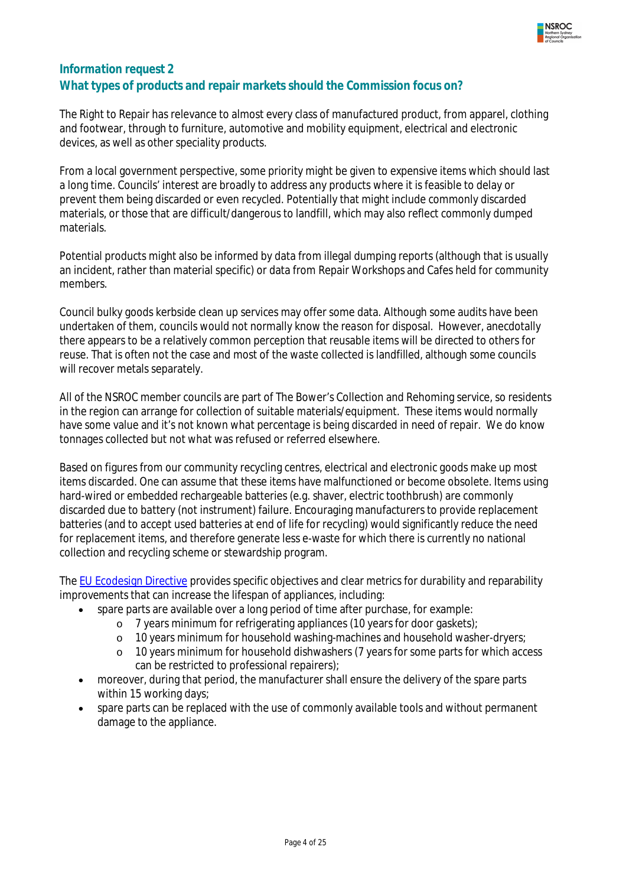## Information request 2
## What types of products and repair markets should the Commission focus on?

The Right to Repair has relevance to almost every class of manufactured product, from apparel, clothing and footwear, through to furniture, automotive and mobility equipment, electrical and electronic devices, as well as other speciality products.

From a local government perspective, some priority might be given to expensive items which should last a long time. Councils' interest are broadly to address any products where it is feasible to delay or prevent them being discarded or even recycled. Potentially that might include commonly discarded materials, or those that are difficult/dangerous to landfill, which may also reflect commonly dumped materials.

Potential products might also be informed by data from illegal dumping reports (although that is usually an incident, rather than material specific) or data from Repair Workshops and Cafes held for community members.

Council bulky goods kerbside clean up services may offer some data. Although some audits have been undertaken of them, councils would not normally know the reason for disposal. However, anecdotally there appears to be a relatively common perception that reusable items will be directed to others for reuse. That is often not the case and most of the waste collected is landfilled, although some councils will recover metals separately.

All of the NSROC member councils are part of The Bower's Collection and Rehoming service, so residents in the region can arrange for collection of suitable materials/equipment. These items would normally have some value and it's not known what percentage is being discarded in need of repair. We do know tonnages collected but not what was refused or referred elsewhere.

Based on figures from our community recycling centres, electrical and electronic goods make up most items discarded. One can assume that these items have malfunctioned or become obsolete. Items using hard-wired or embedded rechargeable batteries (e.g. shaver, electric toothbrush) are commonly discarded due to battery (not instrument) failure. Encouraging manufacturers to provide replacement batteries (and to accept used batteries at end of life for recycling) would significantly reduce the need for replacement items, and therefore generate less e-waste for which there is currently no national collection and recycling scheme or stewardship program.

The EU Ecodesign Directive provides specific objectives and clear metrics for durability and reparability improvements that can increase the lifespan of appliances, including:

- spare parts are available over a long period of time after purchase, for example:
  - 7 years minimum for refrigerating appliances (10 years for door gaskets);
  - 10 years minimum for household washing-machines and household washer-dryers;
  - 10 years minimum for household dishwashers (7 years for some parts for which access can be restricted to professional repairers);
- moreover, during that period, the manufacturer shall ensure the delivery of the spare parts within 15 working days;
- spare parts can be replaced with the use of commonly available tools and without permanent damage to the appliance.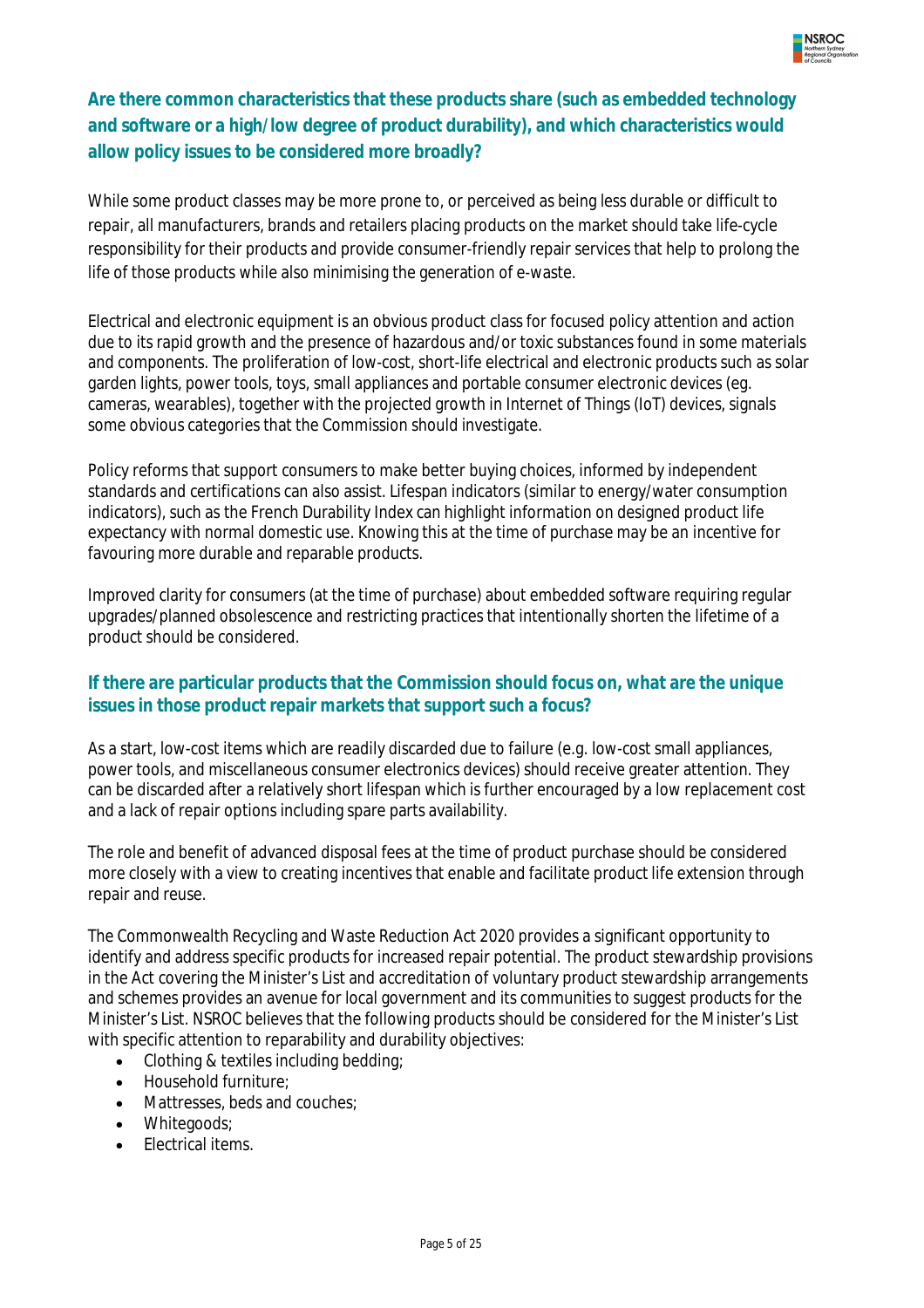## Are there common characteristics that these products share (such as embedded technology and software or a high/low degree of product durability), and which characteristics would allow policy issues to be considered more broadly?

While some product classes may be more prone to, or perceived as being less durable or difficult to repair, all manufacturers, brands and retailers placing products on the market should take life-cycle responsibility for their products and provide consumer-friendly repair services that help to prolong the life of those products while also minimising the generation of e-waste.

Electrical and electronic equipment is an obvious product class for focused policy attention and action due to its rapid growth and the presence of hazardous and/or toxic substances found in some materials and components. The proliferation of low-cost, short-life electrical and electronic products such as solar garden lights, power tools, toys, small appliances and portable consumer electronic devices (eg. cameras, wearables), together with the projected growth in Internet of Things (IoT) devices, signals some obvious categories that the Commission should investigate.

Policy reforms that support consumers to make better buying choices, informed by independent standards and certifications can also assist. Lifespan indicators (similar to energy/water consumption indicators), such as the French Durability Index can highlight information on designed product life expectancy with normal domestic use. Knowing this at the time of purchase may be an incentive for favouring more durable and reparable products.

Improved clarity for consumers (at the time of purchase) about embedded software requiring regular upgrades/planned obsolescence and restricting practices that intentionally shorten the lifetime of a product should be considered.

## If there are particular products that the Commission should focus on, what are the unique issues in those product repair markets that support such a focus?

As a start, low-cost items which are readily discarded due to failure (e.g. low-cost small appliances, power tools, and miscellaneous consumer electronics devices) should receive greater attention. They can be discarded after a relatively short lifespan which is further encouraged by a low replacement cost and a lack of repair options including spare parts availability.

The role and benefit of advanced disposal fees at the time of product purchase should be considered more closely with a view to creating incentives that enable and facilitate product life extension through repair and reuse.

The Commonwealth Recycling and Waste Reduction Act 2020 provides a significant opportunity to identify and address specific products for increased repair potential. The product stewardship provisions in the Act covering the Minister's List and accreditation of voluntary product stewardship arrangements and schemes provides an avenue for local government and its communities to suggest products for the Minister's List. NSROC believes that the following products should be considered for the Minister's List with specific attention to reparability and durability objectives:

- Clothing & textiles including bedding;
- Household furniture;
- Mattresses, beds and couches;
- Whitegoods;
- Electrical items.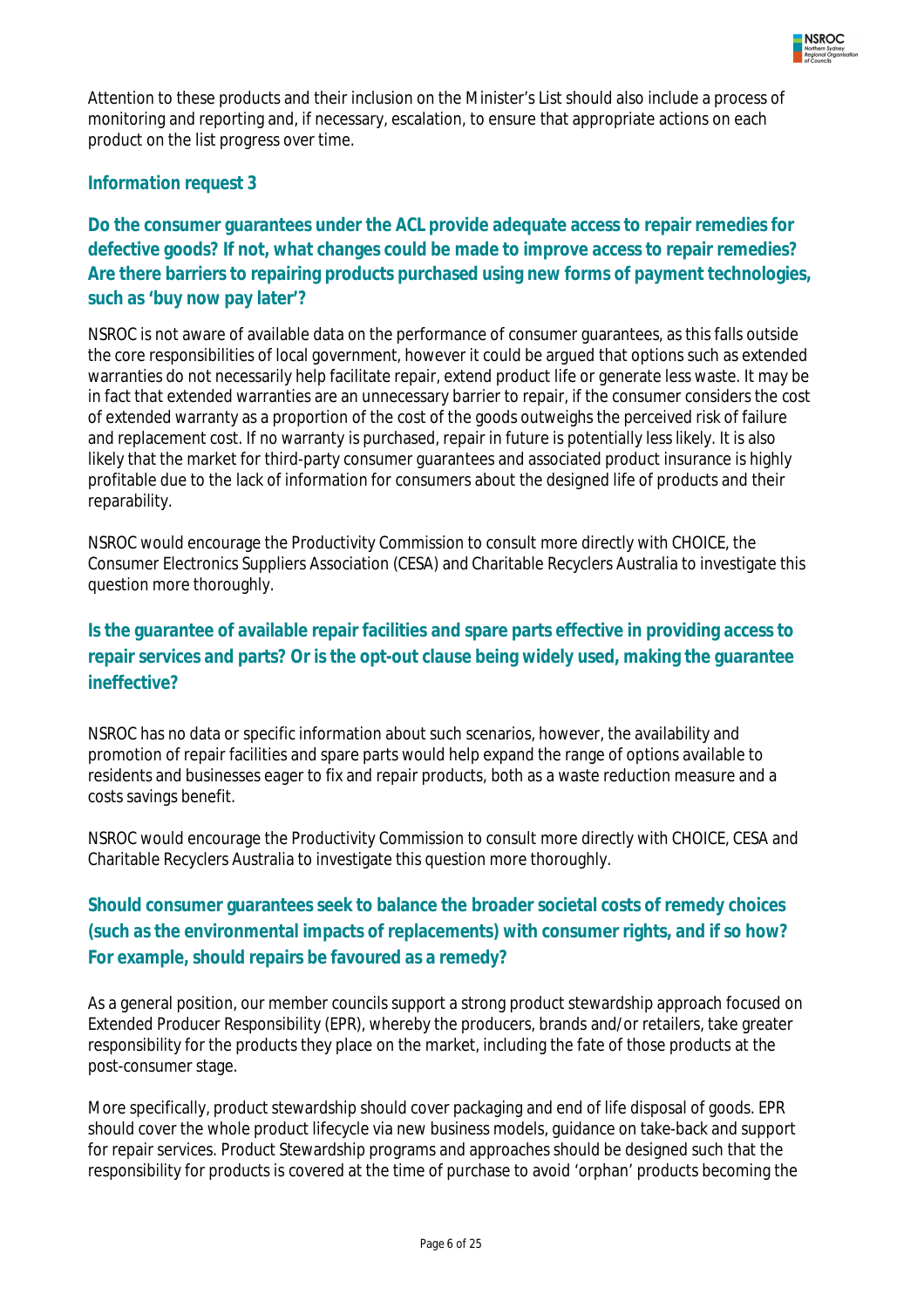Attention to these products and their inclusion on the Minister's List should also include a process of monitoring and reporting and, if necessary, escalation, to ensure that appropriate actions on each product on the list progress over time.

### Information request 3

### Do the consumer guarantees under the ACL provide adequate access to repair remedies for defective goods? If not, what changes could be made to improve access to repair remedies? Are there barriers to repairing products purchased using new forms of payment technologies, such as 'buy now pay later'?

NSROC is not aware of available data on the performance of consumer guarantees, as this falls outside the core responsibilities of local government, however it could be argued that options such as extended warranties do not necessarily help facilitate repair, extend product life or generate less waste. It may be in fact that extended warranties are an unnecessary barrier to repair, if the consumer considers the cost of extended warranty as a proportion of the cost of the goods outweighs the perceived risk of failure and replacement cost. If no warranty is purchased, repair in future is potentially less likely. It is also likely that the market for third-party consumer guarantees and associated product insurance is highly profitable due to the lack of information for consumers about the designed life of products and their reparability.

NSROC would encourage the Productivity Commission to consult more directly with CHOICE, the Consumer Electronics Suppliers Association (CESA) and Charitable Recyclers Australia to investigate this question more thoroughly.

### Is the guarantee of available repair facilities and spare parts effective in providing access to repair services and parts? Or is the opt-out clause being widely used, making the guarantee ineffective?

NSROC has no data or specific information about such scenarios, however, the availability and promotion of repair facilities and spare parts would help expand the range of options available to residents and businesses eager to fix and repair products, both as a waste reduction measure and a costs savings benefit.

NSROC would encourage the Productivity Commission to consult more directly with CHOICE, CESA and Charitable Recyclers Australia to investigate this question more thoroughly.

### Should consumer guarantees seek to balance the broader societal costs of remedy choices (such as the environmental impacts of replacements) with consumer rights, and if so how? For example, should repairs be favoured as a remedy?

As a general position, our member councils support a strong product stewardship approach focused on Extended Producer Responsibility (EPR), whereby the producers, brands and/or retailers, take greater responsibility for the products they place on the market, including the fate of those products at the post-consumer stage.

More specifically, product stewardship should cover packaging and end of life disposal of goods. EPR should cover the whole product lifecycle via new business models, guidance on take-back and support for repair services. Product Stewardship programs and approaches should be designed such that the responsibility for products is covered at the time of purchase to avoid 'orphan' products becoming the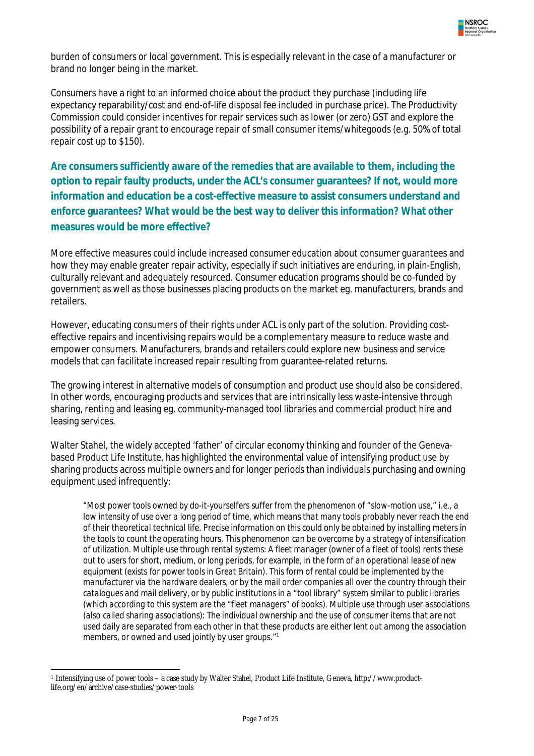burden of consumers or local government. This is especially relevant in the case of a manufacturer or brand no longer being in the market.

Consumers have a right to an informed choice about the product they purchase (including life expectancy reparability/cost and end-of-life disposal fee included in purchase price). The Productivity Commission could consider incentives for repair services such as lower (or zero) GST and explore the possibility of a repair grant to encourage repair of small consumer items/whitegoods (e.g. 50% of total repair cost up to $150).

### Are consumers sufficiently aware of the remedies that are available to them, including the option to repair faulty products, under the ACL's consumer guarantees? If not, would more information and education be a cost-effective measure to assist consumers understand and enforce guarantees? What would be the best way to deliver this information? What other measures would be more effective?

More effective measures could include increased consumer education about consumer guarantees and how they may enable greater repair activity, especially if such initiatives are enduring, in plain-English, culturally relevant and adequately resourced. Consumer education programs should be co-funded by government as well as those businesses placing products on the market eg. manufacturers, brands and retailers.

However, educating consumers of their rights under ACL is only part of the solution. Providing cost-effective repairs and incentivising repairs would be a complementary measure to reduce waste and empower consumers. Manufacturers, brands and retailers could explore new business and service models that can facilitate increased repair resulting from guarantee-related returns.

The growing interest in alternative models of consumption and product use should also be considered. In other words, encouraging products and services that are intrinsically less waste-intensive through sharing, renting and leasing eg. community-managed tool libraries and commercial product hire and leasing services.

Walter Stahel, the widely accepted 'father' of circular economy thinking and founder of the Geneva-based Product Life Institute, has highlighted the environmental value of intensifying product use by sharing products across multiple owners and for longer periods than individuals purchasing and owning equipment used infrequently:

> *"Most power tools owned by do-it-yourselfers suffer from the phenomenon of "slow-motion use," i.e., a low intensity of use over a long period of time, which means that many tools probably never reach the end of their theoretical technical life. Precise information on this could only be obtained by installing meters in the tools to count the operating hours. This phenomenon can be overcome by a strategy of intensification of utilization. Multiple use through rental systems: A fleet manager (owner of a fleet of tools) rents these out to users for short, medium, or long periods, for example, in the form of an operational lease of new equipment (exists for power tools in Great Britain). This form of rental could be implemented by the manufacturer via the hardware dealers, or by the mail order companies all over the country through their catalogues and mail delivery, or by public institutions in a "tool library" system similar to public libraries (which according to this system are the "fleet managers" of books). Multiple use through user associations (also called sharing associations): The individual ownership and the use of consumer items that are not used daily are separated from each other in that these products are either lent out among the association members, or owned and used jointly by user groups."*[1]

---

[1] Intensifying use of power tools – a case study by Walter Stahel, Product Life Institute, Geneva, http://www.product-life.org/en/archive/case-studies/power-tools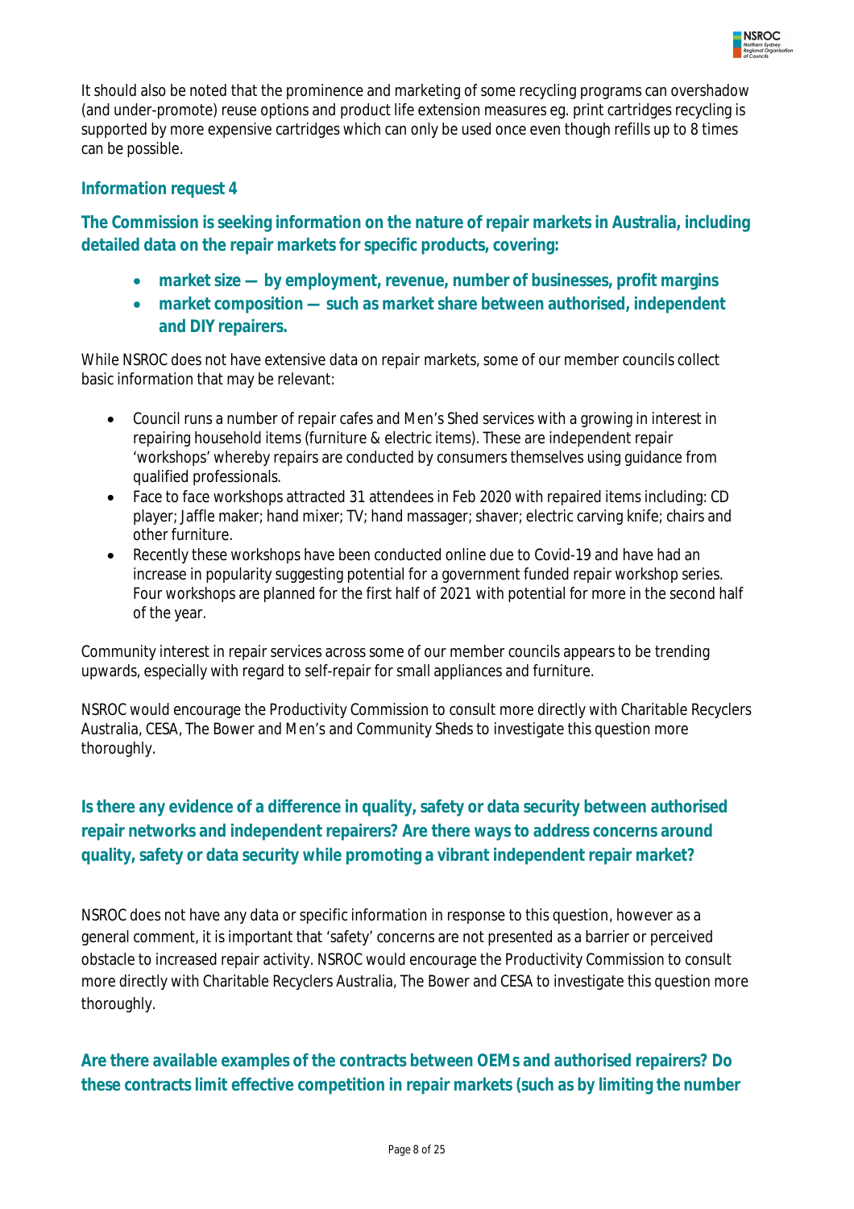It should also be noted that the prominence and marketing of some recycling programs can overshadow (and under-promote) reuse options and product life extension measures eg. print cartridges recycling is supported by more expensive cartridges which can only be used once even though refills up to 8 times can be possible.

### Information request 4

**The Commission is seeking information on the nature of repair markets in Australia, including detailed data on the repair markets for specific products, covering:**

- **market size — by employment, revenue, number of businesses, profit margins**
- **market composition — such as market share between authorised, independent and DIY repairers.**

While NSROC does not have extensive data on repair markets, some of our member councils collect basic information that may be relevant:

- Council runs a number of repair cafes and Men's Shed services with a growing in interest in repairing household items (furniture & electric items). These are independent repair 'workshops' whereby repairs are conducted by consumers themselves using guidance from qualified professionals.
- Face to face workshops attracted 31 attendees in Feb 2020 with repaired items including: CD player; Jaffle maker; hand mixer; TV; hand massager; shaver; electric carving knife; chairs and other furniture.
- Recently these workshops have been conducted online due to Covid-19 and have had an increase in popularity suggesting potential for a government funded repair workshop series. Four workshops are planned for the first half of 2021 with potential for more in the second half of the year.

Community interest in repair services across some of our member councils appears to be trending upwards, especially with regard to self-repair for small appliances and furniture.

NSROC would encourage the Productivity Commission to consult more directly with Charitable Recyclers Australia, CESA, The Bower and Men's and Community Sheds to investigate this question more thoroughly.

**Is there any evidence of a difference in quality, safety or data security between authorised repair networks and independent repairers? Are there ways to address concerns around quality, safety or data security while promoting a vibrant independent repair market?**

NSROC does not have any data or specific information in response to this question, however as a general comment, it is important that 'safety' concerns are not presented as a barrier or perceived obstacle to increased repair activity. NSROC would encourage the Productivity Commission to consult more directly with Charitable Recyclers Australia, The Bower and CESA to investigate this question more thoroughly.

**Are there available examples of the contracts between OEMs and authorised repairers? Do these contracts limit effective competition in repair markets (such as by limiting the number**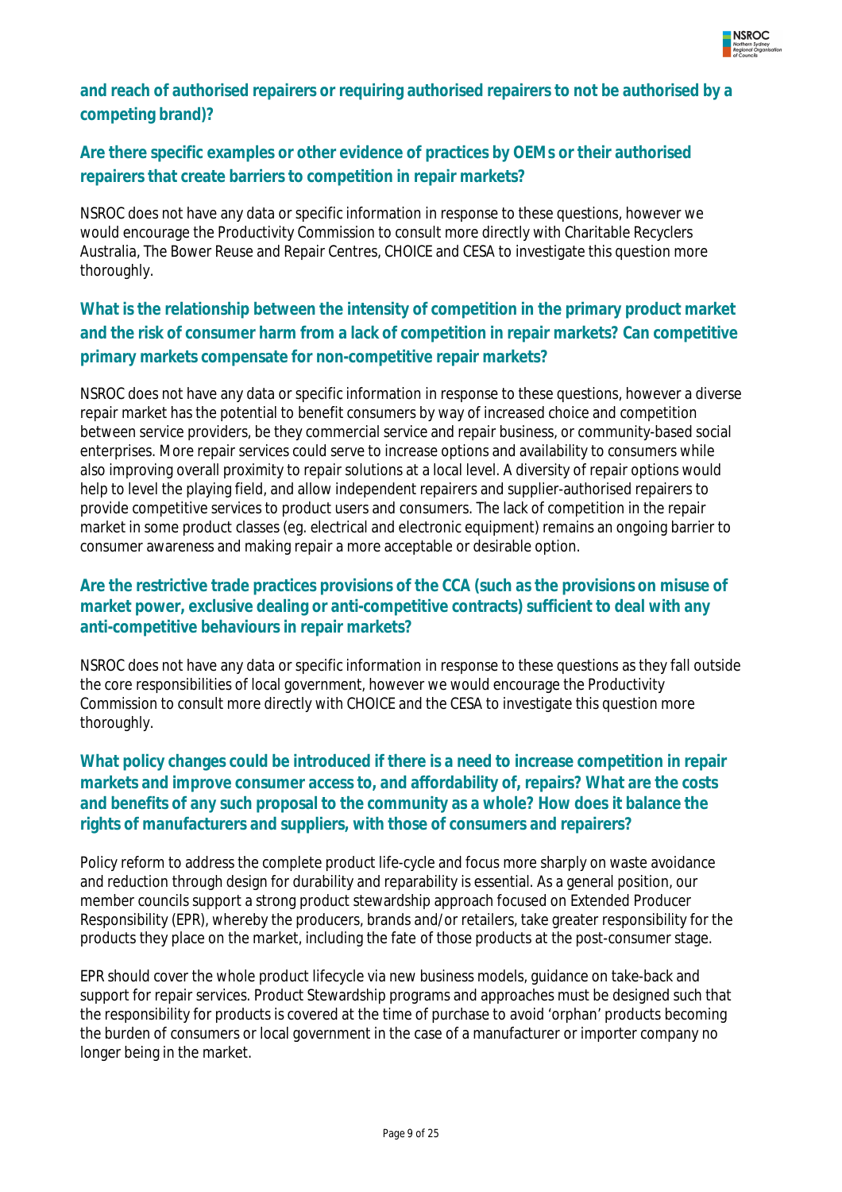**and reach of authorised repairers or requiring authorised repairers to not be authorised by a competing brand)?**

**Are there specific examples or other evidence of practices by OEMs or their authorised repairers that create barriers to competition in repair markets?**

NSROC does not have any data or specific information in response to these questions, however we would encourage the Productivity Commission to consult more directly with Charitable Recyclers Australia, The Bower Reuse and Repair Centres, CHOICE and CESA to investigate this question more thoroughly.

**What is the relationship between the intensity of competition in the primary product market and the risk of consumer harm from a lack of competition in repair markets? Can competitive primary markets compensate for non-competitive repair markets?**

NSROC does not have any data or specific information in response to these questions, however a diverse repair market has the potential to benefit consumers by way of increased choice and competition between service providers, be they commercial service and repair business, or community-based social enterprises. More repair services could serve to increase options and availability to consumers while also improving overall proximity to repair solutions at a local level. A diversity of repair options would help to level the playing field, and allow independent repairers and supplier-authorised repairers to provide competitive services to product users and consumers. The lack of competition in the repair market in some product classes (eg. electrical and electronic equipment) remains an ongoing barrier to consumer awareness and making repair a more acceptable or desirable option.

**Are the restrictive trade practices provisions of the CCA (such as the provisions on misuse of market power, exclusive dealing or anti-competitive contracts) sufficient to deal with any anti-competitive behaviours in repair markets?**

NSROC does not have any data or specific information in response to these questions as they fall outside the core responsibilities of local government, however we would encourage the Productivity Commission to consult more directly with CHOICE and the CESA to investigate this question more thoroughly.

**What policy changes could be introduced if there is a need to increase competition in repair markets and improve consumer access to, and affordability of, repairs? What are the costs and benefits of any such proposal to the community as a whole? How does it balance the rights of manufacturers and suppliers, with those of consumers and repairers?**

Policy reform to address the complete product life-cycle and focus more sharply on waste avoidance and reduction through design for durability and reparability is essential. As a general position, our member councils support a strong product stewardship approach focused on Extended Producer Responsibility (EPR), whereby the producers, brands and/or retailers, take greater responsibility for the products they place on the market, including the fate of those products at the post-consumer stage.

EPR should cover the whole product lifecycle via new business models, guidance on take-back and support for repair services. Product Stewardship programs and approaches must be designed such that the responsibility for products is covered at the time of purchase to avoid 'orphan' products becoming the burden of consumers or local government in the case of a manufacturer or importer company no longer being in the market.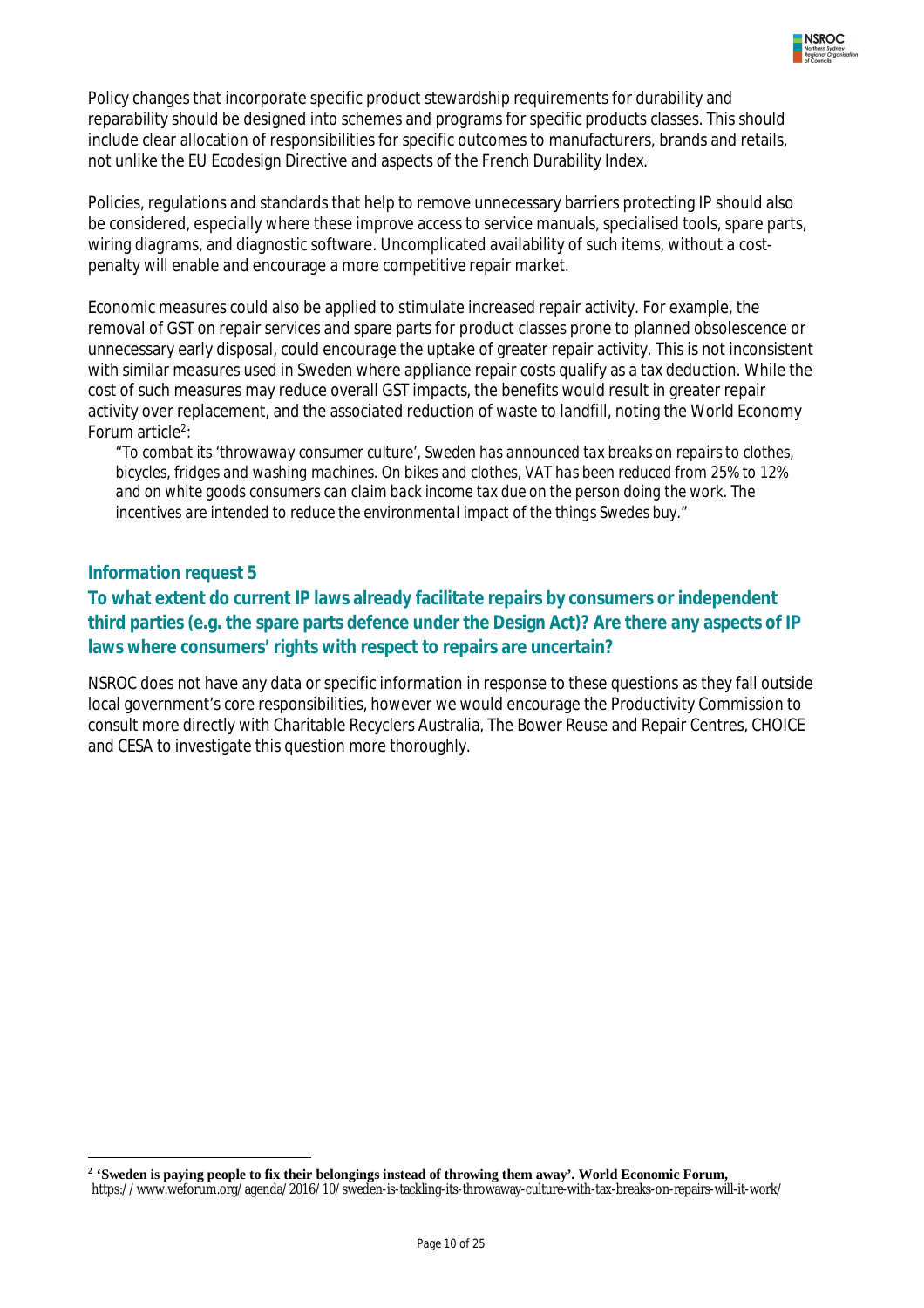Policy changes that incorporate specific product stewardship requirements for durability and reparability should be designed into schemes and programs for specific products classes. This should include clear allocation of responsibilities for specific outcomes to manufacturers, brands and retails, not unlike the EU Ecodesign Directive and aspects of the French Durability Index.

Policies, regulations and standards that help to remove unnecessary barriers protecting IP should also be considered, especially where these improve access to service manuals, specialised tools, spare parts, wiring diagrams, and diagnostic software. Uncomplicated availability of such items, without a cost-penalty will enable and encourage a more competitive repair market.

Economic measures could also be applied to stimulate increased repair activity. For example, the removal of GST on repair services and spare parts for product classes prone to planned obsolescence or unnecessary early disposal, could encourage the uptake of greater repair activity. This is not inconsistent with similar measures used in Sweden where appliance repair costs qualify as a tax deduction. While the cost of such measures may reduce overall GST impacts, the benefits would result in greater repair activity over replacement, and the associated reduction of waste to landfill, noting the World Economy Forum article[2]:

> *"To combat its 'throwaway consumer culture', Sweden has announced tax breaks on repairs to clothes, bicycles, fridges and washing machines. On bikes and clothes, VAT has been reduced from 25% to 12% and on white goods consumers can claim back income tax due on the person doing the work. The incentives are intended to reduce the environmental impact of the things Swedes buy."*

## Information request 5

## To what extent do current IP laws already facilitate repairs by consumers or independent third parties (e.g. the spare parts defence under the Design Act)? Are there any aspects of IP laws where consumers' rights with respect to repairs are uncertain?

NSROC does not have any data or specific information in response to these questions as they fall outside local government's core responsibilities, however we would encourage the Productivity Commission to consult more directly with Charitable Recyclers Australia, The Bower Reuse and Repair Centres, CHOICE and CESA to investigate this question more thoroughly.

---

[2] **'Sweden is paying people to fix their belongings instead of throwing them away'. World Economic Forum,** https://www.weforum.org/agenda/2016/10/sweden-is-tackling-its-throwaway-culture-with-tax-breaks-on-repairs-will-it-work/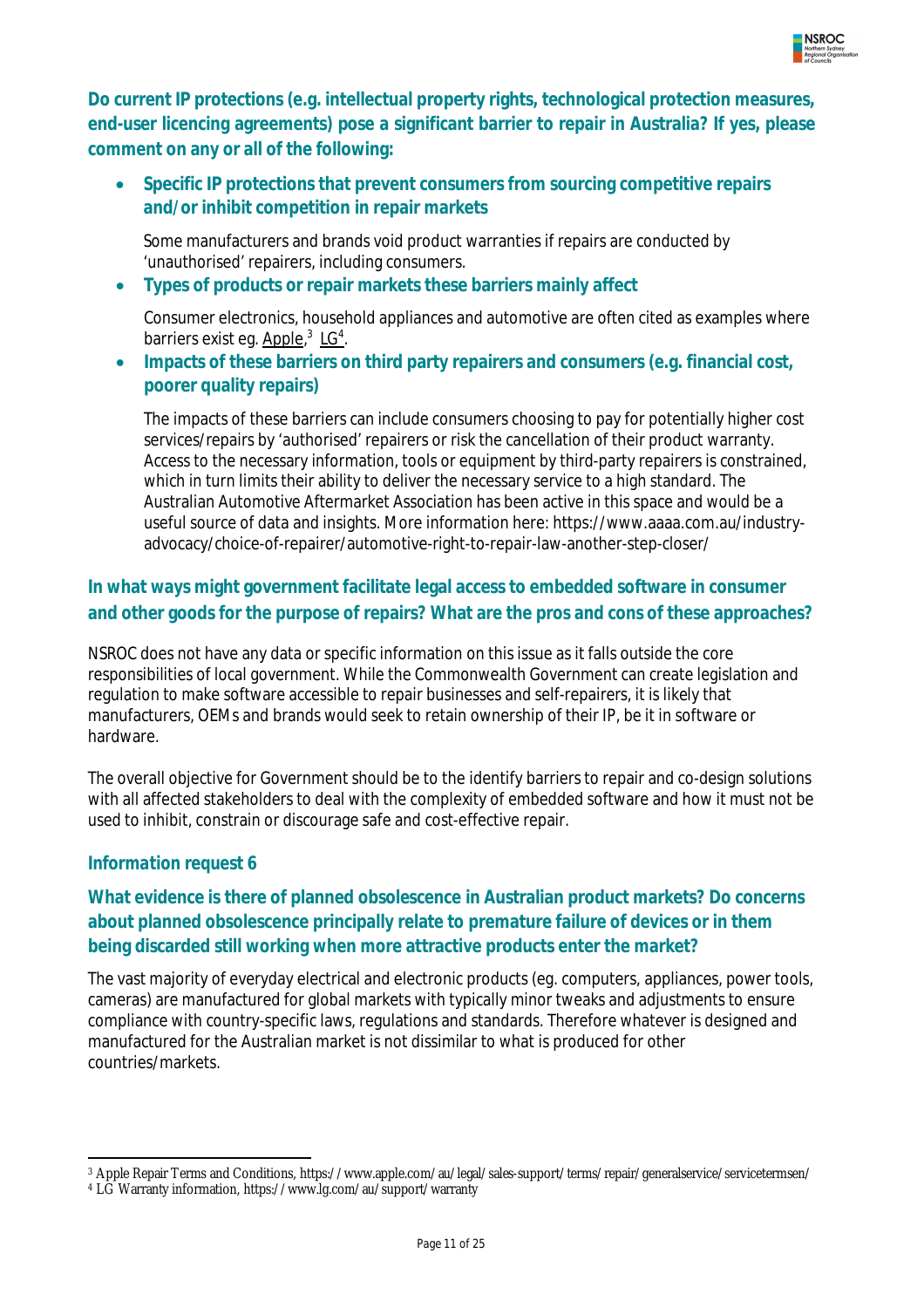**Do current IP protections (e.g. intellectual property rights, technological protection measures, end-user licencing agreements) pose a significant barrier to repair in Australia? If yes, please comment on any or all of the following:**

- **Specific IP protections that prevent consumers from sourcing competitive repairs and/or inhibit competition in repair markets**

  Some manufacturers and brands void product warranties if repairs are conducted by 'unauthorised' repairers, including consumers.

- **Types of products or repair markets these barriers mainly affect**

  Consumer electronics, household appliances and automotive are often cited as examples where barriers exist eg. Apple,[3] LG[4].

- **Impacts of these barriers on third party repairers and consumers (e.g. financial cost, poorer quality repairs)**

  The impacts of these barriers can include consumers choosing to pay for potentially higher cost services/repairs by 'authorised' repairers or risk the cancellation of their product warranty. Access to the necessary information, tools or equipment by third-party repairers is constrained, which in turn limits their ability to deliver the necessary service to a high standard. The Australian Automotive Aftermarket Association has been active in this space and would be a useful source of data and insights. More information here: https://www.aaaa.com.au/industry-advocacy/choice-of-repairer/automotive-right-to-repair-law-another-step-closer/

**In what ways might government facilitate legal access to embedded software in consumer and other goods for the purpose of repairs? What are the pros and cons of these approaches?**

NSROC does not have any data or specific information on this issue as it falls outside the core responsibilities of local government. While the Commonwealth Government can create legislation and regulation to make software accessible to repair businesses and self-repairers, it is likely that manufacturers, OEMs and brands would seek to retain ownership of their IP, be it in software or hardware.

The overall objective for Government should be to the identify barriers to repair and co-design solutions with all affected stakeholders to deal with the complexity of embedded software and how it must not be used to inhibit, constrain or discourage safe and cost-effective repair.

### Information request 6

**What evidence is there of planned obsolescence in Australian product markets? Do concerns about planned obsolescence principally relate to premature failure of devices or in them being discarded still working when more attractive products enter the market?**

The vast majority of everyday electrical and electronic products (eg. computers, appliances, power tools, cameras) are manufactured for global markets with typically minor tweaks and adjustments to ensure compliance with country-specific laws, regulations and standards. Therefore whatever is designed and manufactured for the Australian market is not dissimilar to what is produced for other countries/markets.

---

[3] Apple Repair Terms and Conditions, https://www.apple.com/au/legal/sales-support/terms/repair/generalservice/servicetermsen/

[4] LG Warranty information, https://www.lg.com/au/support/warranty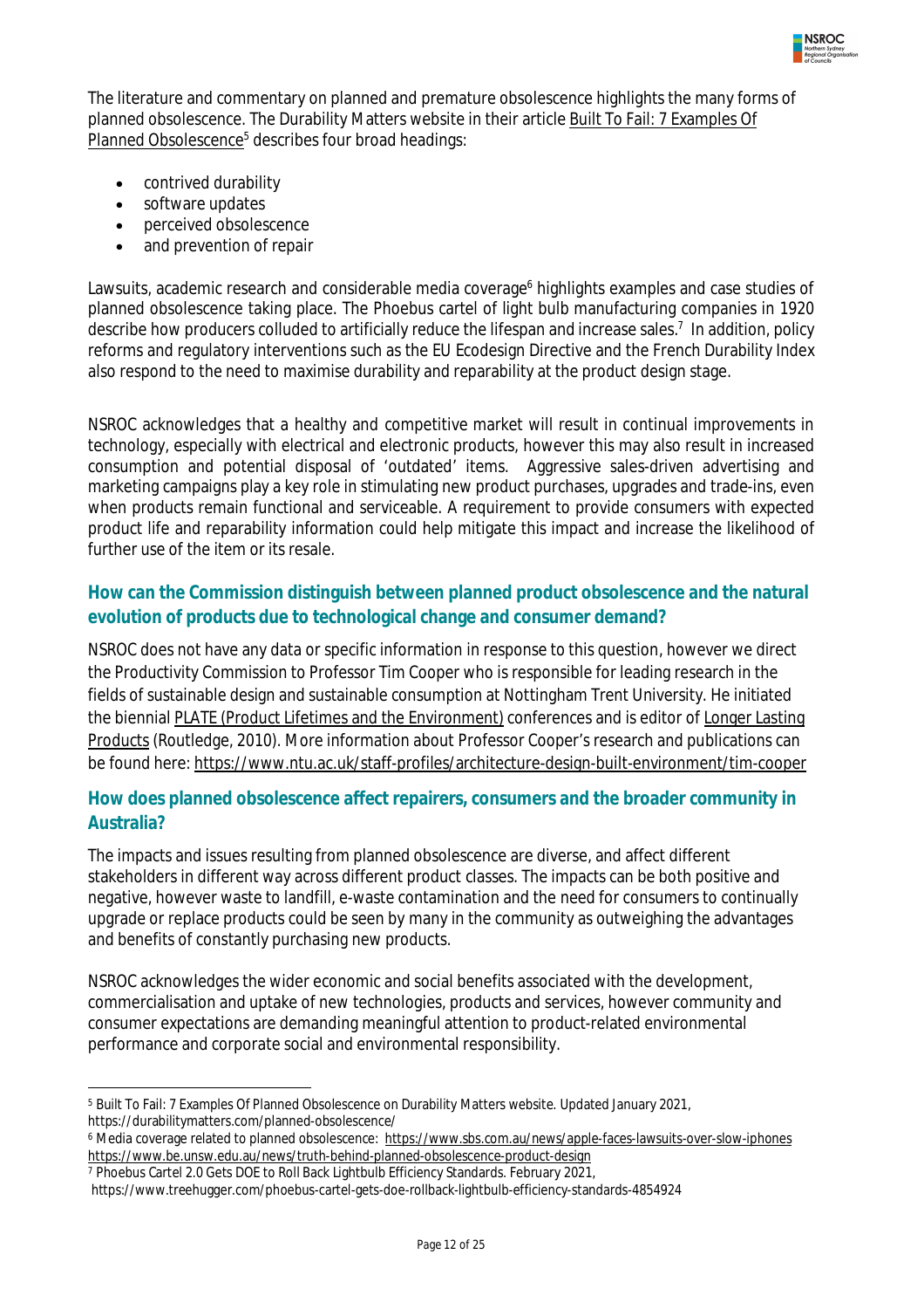The literature and commentary on planned and premature obsolescence highlights the many forms of planned obsolescence. The Durability Matters website in their article Built To Fail: 7 Examples Of Planned Obsolescence[5] describes four broad headings:

- contrived durability
- software updates
- perceived obsolescence
- and prevention of repair

Lawsuits, academic research and considerable media coverage[6] highlights examples and case studies of planned obsolescence taking place. The Phoebus cartel of light bulb manufacturing companies in 1920 describe how producers colluded to artificially reduce the lifespan and increase sales.[7] In addition, policy reforms and regulatory interventions such as the EU Ecodesign Directive and the French Durability Index also respond to the need to maximise durability and reparability at the product design stage.

NSROC acknowledges that a healthy and competitive market will result in continual improvements in technology, especially with electrical and electronic products, however this may also result in increased consumption and potential disposal of 'outdated' items. Aggressive sales-driven advertising and marketing campaigns play a key role in stimulating new product purchases, upgrades and trade-ins, even when products remain functional and serviceable. A requirement to provide consumers with expected product life and reparability information could help mitigate this impact and increase the likelihood of further use of the item or its resale.

## How can the Commission distinguish between planned product obsolescence and the natural evolution of products due to technological change and consumer demand?

NSROC does not have any data or specific information in response to this question, however we direct the Productivity Commission to Professor Tim Cooper who is responsible for leading research in the fields of sustainable design and sustainable consumption at Nottingham Trent University. He initiated the biennial PLATE (Product Lifetimes and the Environment) conferences and is editor of Longer Lasting Products (Routledge, 2010). More information about Professor Cooper's research and publications can be found here: https://www.ntu.ac.uk/staff-profiles/architecture-design-built-environment/tim-cooper

## How does planned obsolescence affect repairers, consumers and the broader community in Australia?

The impacts and issues resulting from planned obsolescence are diverse, and affect different stakeholders in different way across different product classes. The impacts can be both positive and negative, however waste to landfill, e-waste contamination and the need for consumers to continually upgrade or replace products could be seen by many in the community as outweighing the advantages and benefits of constantly purchasing new products.

NSROC acknowledges the wider economic and social benefits associated with the development, commercialisation and uptake of new technologies, products and services, however community and consumer expectations are demanding meaningful attention to product-related environmental performance and corporate social and environmental responsibility.

---

[5] Built To Fail: 7 Examples Of Planned Obsolescence on Durability Matters website. Updated January 2021, https://durabilitymatters.com/planned-obsolescence/

[6] Media coverage related to planned obsolescence: https://www.sbs.com.au/news/apple-faces-lawsuits-over-slow-iphones https://www.be.unsw.edu.au/news/truth-behind-planned-obsolescence-product-design

[7] Phoebus Cartel 2.0 Gets DOE to Roll Back Lightbulb Efficiency Standards. February 2021, https://www.treehugger.com/phoebus-cartel-gets-doe-rollback-lightbulb-efficiency-standards-4854924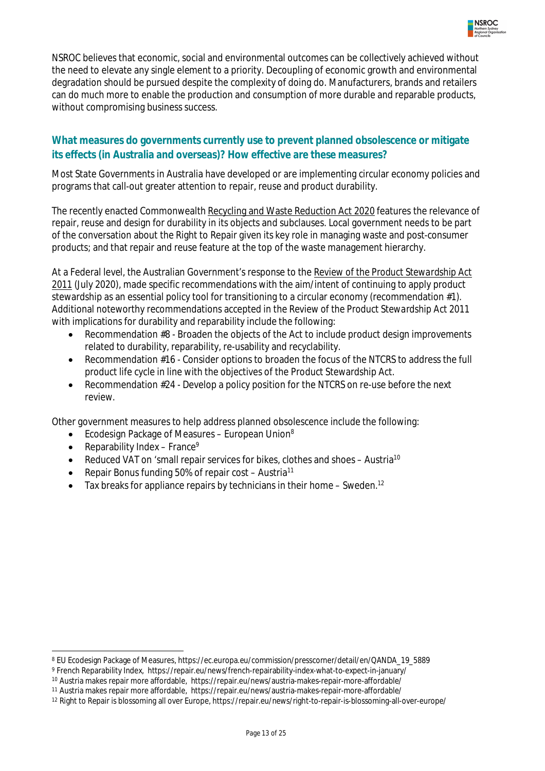NSROC believes that economic, social and environmental outcomes can be collectively achieved without the need to elevate any single element to a priority. Decoupling of economic growth and environmental degradation should be pursued despite the complexity of doing do. Manufacturers, brands and retailers can do much more to enable the production and consumption of more durable and reparable products, without compromising business success.

## What measures do governments currently use to prevent planned obsolescence or mitigate its effects (in Australia and overseas)? How effective are these measures?

Most State Governments in Australia have developed or are implementing circular economy policies and programs that call-out greater attention to repair, reuse and product durability.

The recently enacted Commonwealth Recycling and Waste Reduction Act 2020 features the relevance of repair, reuse and design for durability in its objects and subclauses. Local government needs to be part of the conversation about the Right to Repair given its key role in managing waste and post-consumer products; and that repair and reuse feature at the top of the waste management hierarchy.

At a Federal level, the Australian Government's response to the *Review of the Product Stewardship Act 2011* (July 2020), made specific recommendations with the aim/intent of continuing to apply product stewardship as an essential policy tool for transitioning to a circular economy (recommendation #1). Additional noteworthy recommendations accepted in the Review of the Product Stewardship Act 2011 with implications for durability and reparability include the following:

- Recommendation #8 - Broaden the objects of the Act to include product design improvements related to durability, reparability, re-usability and recyclability.
- Recommendation #16 - Consider options to broaden the focus of the NTCRS to address the full product life cycle in line with the objectives of the Product Stewardship Act.
- Recommendation #24 - Develop a policy position for the NTCRS on re-use before the next review.

Other government measures to help address planned obsolescence include the following:

- Ecodesign Package of Measures – European Union[8]
- Reparability Index – France[9]
- Reduced VAT on 'small repair services for bikes, clothes and shoes – Austria[10]
- Repair Bonus funding 50% of repair cost – Austria[11]
- Tax breaks for appliance repairs by technicians in their home – Sweden.[12]

---

[8] EU Ecodesign Package of Measures, https://ec.europa.eu/commission/presscorner/detail/en/QANDA_19_5889

[9] French Reparability Index, https://repair.eu/news/french-repairability-index-what-to-expect-in-january/

[10] Austria makes repair more affordable, https://repair.eu/news/austria-makes-repair-more-affordable/

[11] Austria makes repair more affordable, https://repair.eu/news/austria-makes-repair-more-affordable/

[12] Right to Repair is blossoming all over Europe, https://repair.eu/news/right-to-repair-is-blossoming-all-over-europe/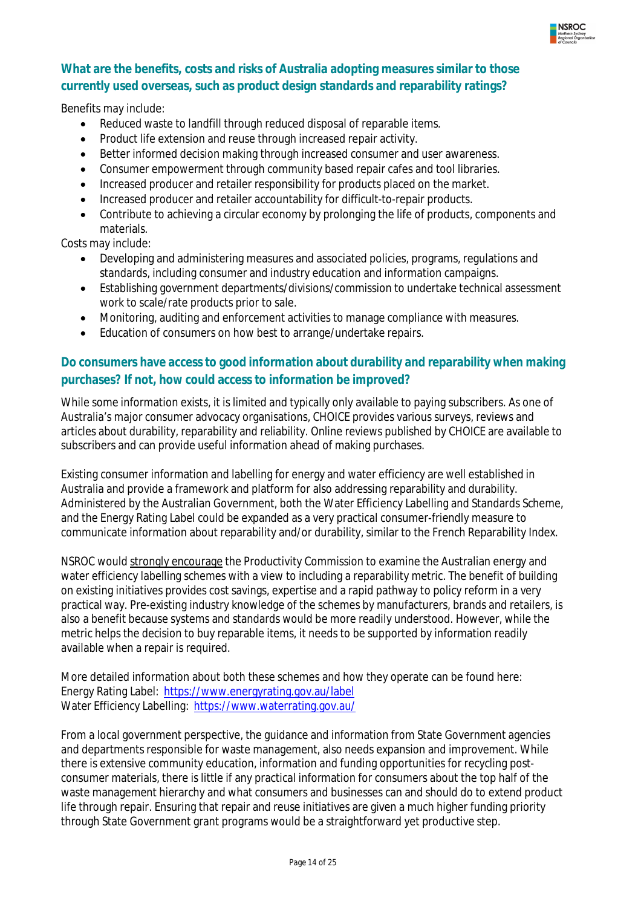### What are the benefits, costs and risks of Australia adopting measures similar to those currently used overseas, such as product design standards and reparability ratings?

Benefits may include:

- Reduced waste to landfill through reduced disposal of reparable items.
- Product life extension and reuse through increased repair activity.
- Better informed decision making through increased consumer and user awareness.
- Consumer empowerment through community based repair cafes and tool libraries.
- Increased producer and retailer responsibility for products placed on the market.
- Increased producer and retailer accountability for difficult-to-repair products.
- Contribute to achieving a circular economy by prolonging the life of products, components and materials.

Costs may include:

- Developing and administering measures and associated policies, programs, regulations and standards, including consumer and industry education and information campaigns.
- Establishing government departments/divisions/commission to undertake technical assessment work to scale/rate products prior to sale.
- Monitoring, auditing and enforcement activities to manage compliance with measures.
- Education of consumers on how best to arrange/undertake repairs.

### Do consumers have access to good information about durability and reparability when making purchases? If not, how could access to information be improved?

While some information exists, it is limited and typically only available to paying subscribers. As one of Australia's major consumer advocacy organisations, CHOICE provides various surveys, reviews and articles about durability, reparability and reliability. Online reviews published by CHOICE are available to subscribers and can provide useful information ahead of making purchases.

Existing consumer information and labelling for energy and water efficiency are well established in Australia and provide a framework and platform for also addressing reparability and durability. Administered by the Australian Government, both the Water Efficiency Labelling and Standards Scheme, and the Energy Rating Label could be expanded as a very practical consumer-friendly measure to communicate information about reparability and/or durability, similar to the French Reparability Index.

NSROC would strongly encourage the Productivity Commission to examine the Australian energy and water efficiency labelling schemes with a view to including a reparability metric. The benefit of building on existing initiatives provides cost savings, expertise and a rapid pathway to policy reform in a very practical way. Pre-existing industry knowledge of the schemes by manufacturers, brands and retailers, is also a benefit because systems and standards would be more readily understood. However, while the metric helps the decision to buy reparable items, it needs to be supported by information readily available when a repair is required.

More detailed information about both these schemes and how they operate can be found here:
Energy Rating Label: https://www.energyrating.gov.au/label
Water Efficiency Labelling: https://www.waterrating.gov.au/

From a local government perspective, the guidance and information from State Government agencies and departments responsible for waste management, also needs expansion and improvement. While there is extensive community education, information and funding opportunities for recycling post-consumer materials, there is little if any practical information for consumers about the top half of the waste management hierarchy and what consumers and businesses can and should do to extend product life through repair. Ensuring that repair and reuse initiatives are given a much higher funding priority through State Government grant programs would be a straightforward yet productive step.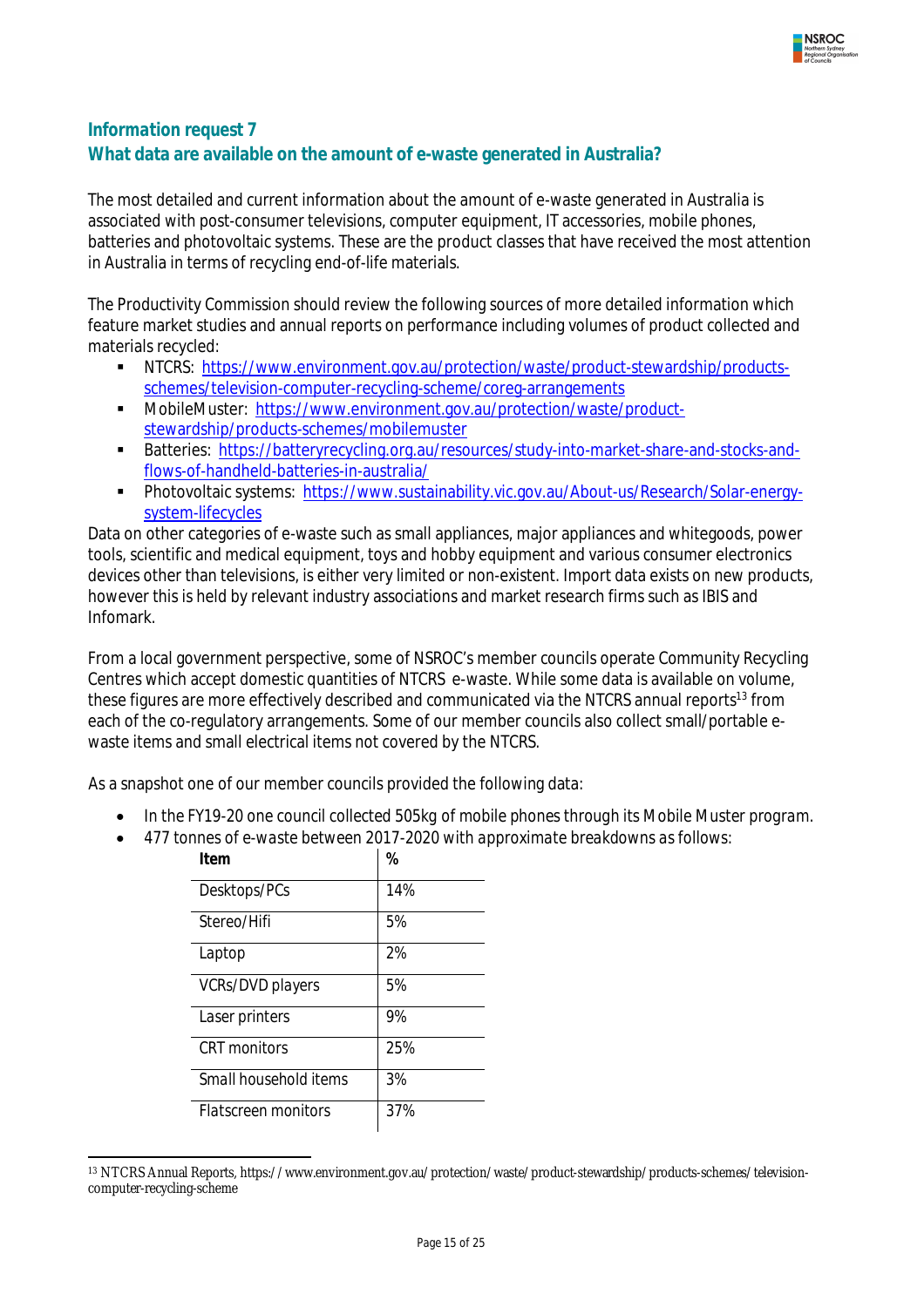## Information request 7

## What data are available on the amount of e-waste generated in Australia?

The most detailed and current information about the amount of e-waste generated in Australia is associated with post-consumer televisions, computer equipment, IT accessories, mobile phones, batteries and photovoltaic systems. These are the product classes that have received the most attention in Australia in terms of recycling end-of-life materials.

The Productivity Commission should review the following sources of more detailed information which feature market studies and annual reports on performance including volumes of product collected and materials recycled:

- NTCRS: https://www.environment.gov.au/protection/waste/product-stewardship/products-schemes/television-computer-recycling-scheme/coreg-arrangements
- MobileMuster: https://www.environment.gov.au/protection/waste/product-stewardship/products-schemes/mobilemuster
- Batteries: https://batteryrecycling.org.au/resources/study-into-market-share-and-stocks-and-flows-of-handheld-batteries-in-australia/
- Photovoltaic systems: https://www.sustainability.vic.gov.au/About-us/Research/Solar-energy-system-lifecycles

Data on other categories of e-waste such as small appliances, major appliances and whitegoods, power tools, scientific and medical equipment, toys and hobby equipment and various consumer electronics devices other than televisions, is either very limited or non-existent. Import data exists on new products, however this is held by relevant industry associations and market research firms such as IBIS and Infomark.

From a local government perspective, some of NSROC's member councils operate Community Recycling Centres which accept domestic quantities of NTCRS e-waste. While some data is available on volume, these figures are more effectively described and communicated via the NTCRS annual reports[13] from each of the co-regulatory arrangements. Some of our member councils also collect small/portable e-waste items and small electrical items not covered by the NTCRS.

As a snapshot one of our member councils provided the following data:

- *In the FY19-20 one council collected 505kg of mobile phones through its Mobile Muster program.*
- *477 tonnes of e-waste between 2017-2020 with approximate breakdowns as follows:*

| Item | % |
|---|---|
| Desktops/PCs | 14% |
| Stereo/Hifi | 5% |
| Laptop | 2% |
| VCRs/DVD players | 5% |
| Laser printers | 9% |
| CRT monitors | 25% |
| Small household items | 3% |
| Flatscreen monitors | 37% |

[13] NTCRS Annual Reports, https://www.environment.gov.au/protection/waste/product-stewardship/products-schemes/television-computer-recycling-scheme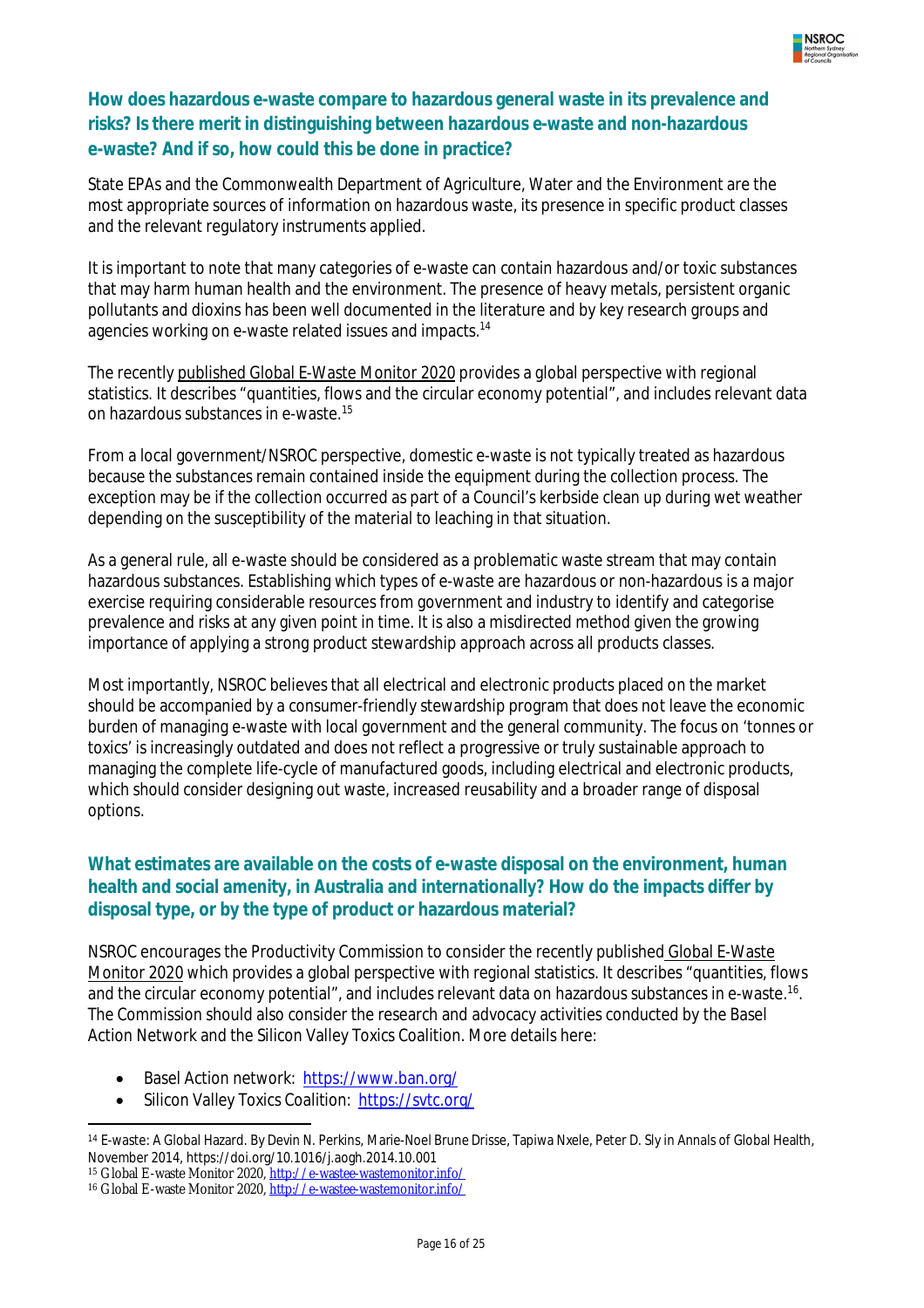### How does hazardous e-waste compare to hazardous general waste in its prevalence and risks? Is there merit in distinguishing between hazardous e-waste and non-hazardous e-waste? And if so, how could this be done in practice?

State EPAs and the Commonwealth Department of Agriculture, Water and the Environment are the most appropriate sources of information on hazardous waste, its presence in specific product classes and the relevant regulatory instruments applied.

It is important to note that many categories of e-waste can contain hazardous and/or toxic substances that may harm human health and the environment. The presence of heavy metals, persistent organic pollutants and dioxins has been well documented in the literature and by key research groups and agencies working on e-waste related issues and impacts.[14]

The recently published Global E-Waste Monitor 2020 provides a global perspective with regional statistics. It describes "quantities, flows and the circular economy potential", and includes relevant data on hazardous substances in e-waste.[15]

From a local government/NSROC perspective, domestic e-waste is not typically treated as hazardous because the substances remain contained inside the equipment during the collection process. The exception may be if the collection occurred as part of a Council's kerbside clean up during wet weather depending on the susceptibility of the material to leaching in that situation.

As a general rule, all e-waste should be considered as a problematic waste stream that may contain hazardous substances. Establishing which types of e-waste are hazardous or non-hazardous is a major exercise requiring considerable resources from government and industry to identify and categorise prevalence and risks at any given point in time. It is also a misdirected method given the growing importance of applying a strong product stewardship approach across all products classes.

Most importantly, NSROC believes that all electrical and electronic products placed on the market should be accompanied by a consumer-friendly stewardship program that does not leave the economic burden of managing e-waste with local government and the general community. The focus on 'tonnes or toxics' is increasingly outdated and does not reflect a progressive or truly sustainable approach to managing the complete life-cycle of manufactured goods, including electrical and electronic products, which should consider designing out waste, increased reusability and a broader range of disposal options.

### What estimates are available on the costs of e-waste disposal on the environment, human health and social amenity, in Australia and internationally? How do the impacts differ by disposal type, or by the type of product or hazardous material?

NSROC encourages the Productivity Commission to consider the recently published Global E-Waste Monitor 2020 which provides a global perspective with regional statistics. It describes "quantities, flows and the circular economy potential", and includes relevant data on hazardous substances in e-waste.[16]. The Commission should also consider the research and advocacy activities conducted by the Basel Action Network and the Silicon Valley Toxics Coalition. More details here:

- Basel Action network: https://www.ban.org/
- Silicon Valley Toxics Coalition: https://svtc.org/

[14] E-waste: A Global Hazard. By Devin N. Perkins, Marie-Noel Brune Drisse, Tapiwa Nxele, Peter D. Sly in Annals of Global Health, November 2014, https://doi.org/10.1016/j.aogh.2014.10.001

[15] Global E-waste Monitor 2020, http://e-wastee-wastemonitor.info/

[16] Global E-waste Monitor 2020, http://e-wastee-wastemonitor.info/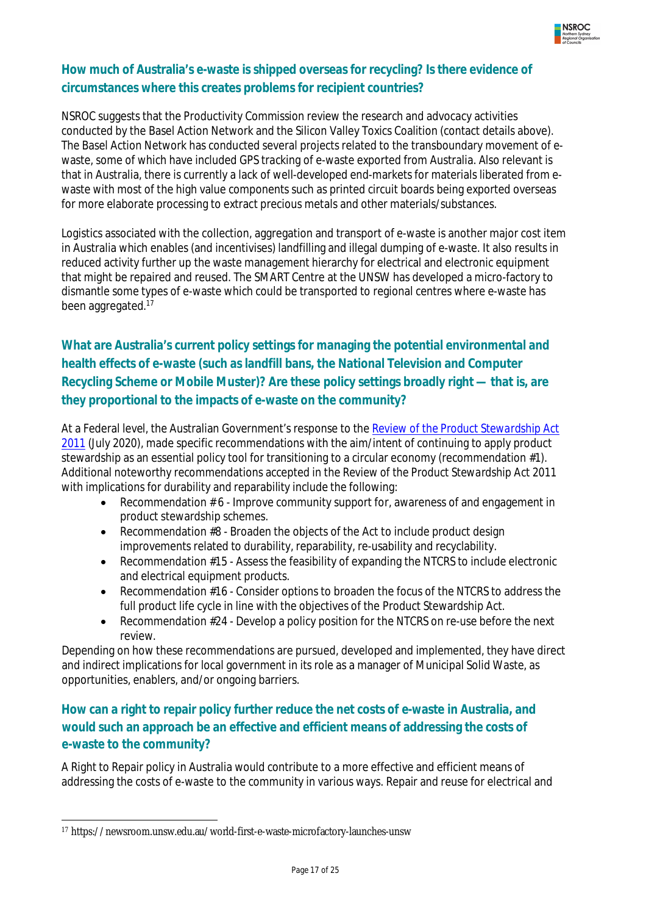## How much of Australia's e-waste is shipped overseas for recycling? Is there evidence of circumstances where this creates problems for recipient countries?

NSROC suggests that the Productivity Commission review the research and advocacy activities conducted by the Basel Action Network and the Silicon Valley Toxics Coalition (contact details above). The Basel Action Network has conducted several projects related to the transboundary movement of e-waste, some of which have included GPS tracking of e-waste exported from Australia. Also relevant is that in Australia, there is currently a lack of well-developed end-markets for materials liberated from e-waste with most of the high value components such as printed circuit boards being exported overseas for more elaborate processing to extract precious metals and other materials/substances.

Logistics associated with the collection, aggregation and transport of e-waste is another major cost item in Australia which enables (and incentivises) landfilling and illegal dumping of e-waste. It also results in reduced activity further up the waste management hierarchy for electrical and electronic equipment that might be repaired and reused. The SMART Centre at the UNSW has developed a micro-factory to dismantle some types of e-waste which could be transported to regional centres where e-waste has been aggregated.[17]

## What are Australia's current policy settings for managing the potential environmental and health effects of e-waste (such as landfill bans, the National Television and Computer Recycling Scheme or Mobile Muster)? Are these policy settings broadly right — that is, are they proportional to the impacts of e-waste on the community?

At a Federal level, the Australian Government's response to the Review of the Product Stewardship Act 2011 (July 2020), made specific recommendations with the aim/intent of continuing to apply product stewardship as an essential policy tool for transitioning to a circular economy (recommendation #1). Additional noteworthy recommendations accepted in the Review of the Product Stewardship Act 2011 with implications for durability and reparability include the following:

- Recommendation # 6 - Improve community support for, awareness of and engagement in product stewardship schemes.
- Recommendation #8 - Broaden the objects of the Act to include product design improvements related to durability, reparability, re-usability and recyclability.
- Recommendation #15 - Assess the feasibility of expanding the NTCRS to include electronic and electrical equipment products.
- Recommendation #16 - Consider options to broaden the focus of the NTCRS to address the full product life cycle in line with the objectives of the Product Stewardship Act.
- Recommendation #24 - Develop a policy position for the NTCRS on re-use before the next review.

Depending on how these recommendations are pursued, developed and implemented, they have direct and indirect implications for local government in its role as a manager of Municipal Solid Waste, as opportunities, enablers, and/or ongoing barriers.

## How can a right to repair policy further reduce the net costs of e-waste in Australia, and would such an approach be an effective and efficient means of addressing the costs of e-waste to the community?

A Right to Repair policy in Australia would contribute to a more effective and efficient means of addressing the costs of e-waste to the community in various ways. Repair and reuse for electrical and

[17] https://newsroom.unsw.edu.au/world-first-e-waste-microfactory-launches-unsw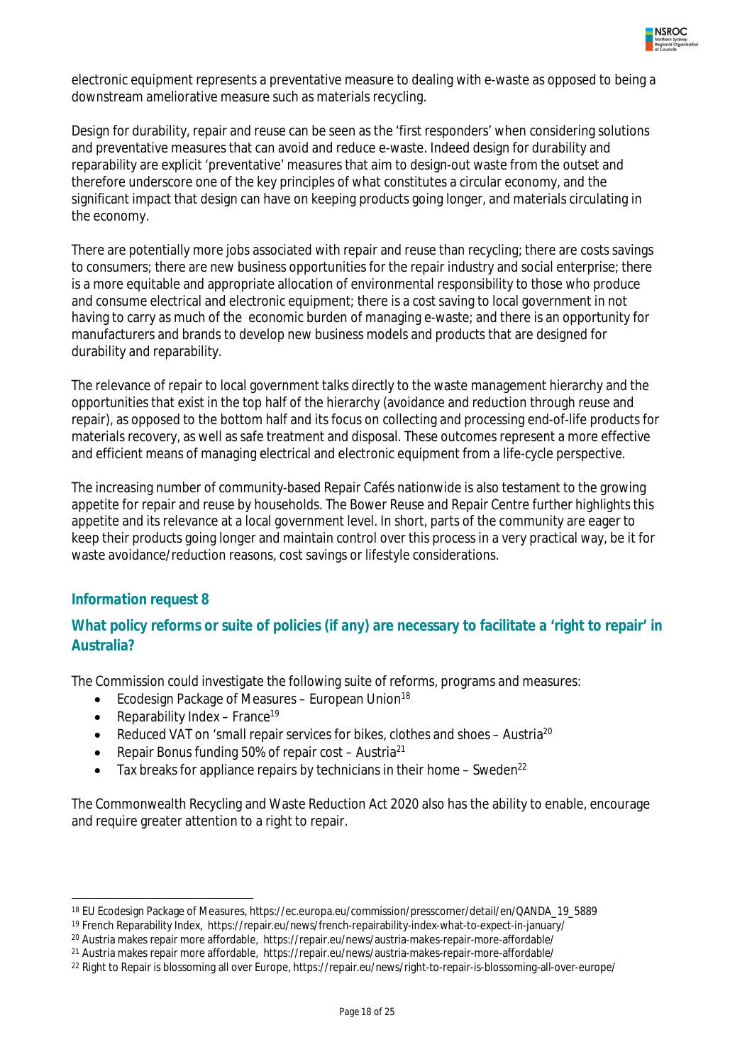electronic equipment represents a preventative measure to dealing with e-waste as opposed to being a downstream ameliorative measure such as materials recycling.

Design for durability, repair and reuse can be seen as the 'first responders' when considering solutions and preventative measures that can avoid and reduce e-waste. Indeed design for durability and reparability are explicit 'preventative' measures that aim to design-out waste from the outset and therefore underscore one of the key principles of what constitutes a circular economy, and the significant impact that design can have on keeping products going longer, and materials circulating in the economy.

There are potentially more jobs associated with repair and reuse than recycling; there are costs savings to consumers; there are new business opportunities for the repair industry and social enterprise; there is a more equitable and appropriate allocation of environmental responsibility to those who produce and consume electrical and electronic equipment; there is a cost saving to local government in not having to carry as much of the economic burden of managing e-waste; and there is an opportunity for manufacturers and brands to develop new business models and products that are designed for durability and reparability.

The relevance of repair to local government talks directly to the waste management hierarchy and the opportunities that exist in the top half of the hierarchy (avoidance and reduction through reuse and repair), as opposed to the bottom half and its focus on collecting and processing end-of-life products for materials recovery, as well as safe treatment and disposal. These outcomes represent a more effective and efficient means of managing electrical and electronic equipment from a life-cycle perspective.

The increasing number of community-based Repair Cafés nationwide is also testament to the growing appetite for repair and reuse by households. The Bower Reuse and Repair Centre further highlights this appetite and its relevance at a local government level. In short, parts of the community are eager to keep their products going longer and maintain control over this process in a very practical way, be it for waste avoidance/reduction reasons, cost savings or lifestyle considerations.

### Information request 8

### What policy reforms or suite of policies (if any) are necessary to facilitate a 'right to repair' in Australia?

The Commission could investigate the following suite of reforms, programs and measures:

- Ecodesign Package of Measures – European Union[18]
- Reparability Index – France[19]
- Reduced VAT on 'small repair services for bikes, clothes and shoes – Austria[20]
- Repair Bonus funding 50% of repair cost – Austria[21]
- Tax breaks for appliance repairs by technicians in their home – Sweden[22]

The Commonwealth Recycling and Waste Reduction Act 2020 also has the ability to enable, encourage and require greater attention to a right to repair.

---

[18] EU Ecodesign Package of Measures, https://ec.europa.eu/commission/presscorner/detail/en/QANDA_19_5889

[19] French Reparability Index, https://repair.eu/news/french-repairability-index-what-to-expect-in-january/

[20] Austria makes repair more affordable, https://repair.eu/news/austria-makes-repair-more-affordable/

[21] Austria makes repair more affordable, https://repair.eu/news/austria-makes-repair-more-affordable/

[22] Right to Repair is blossoming all over Europe, https://repair.eu/news/right-to-repair-is-blossoming-all-over-europe/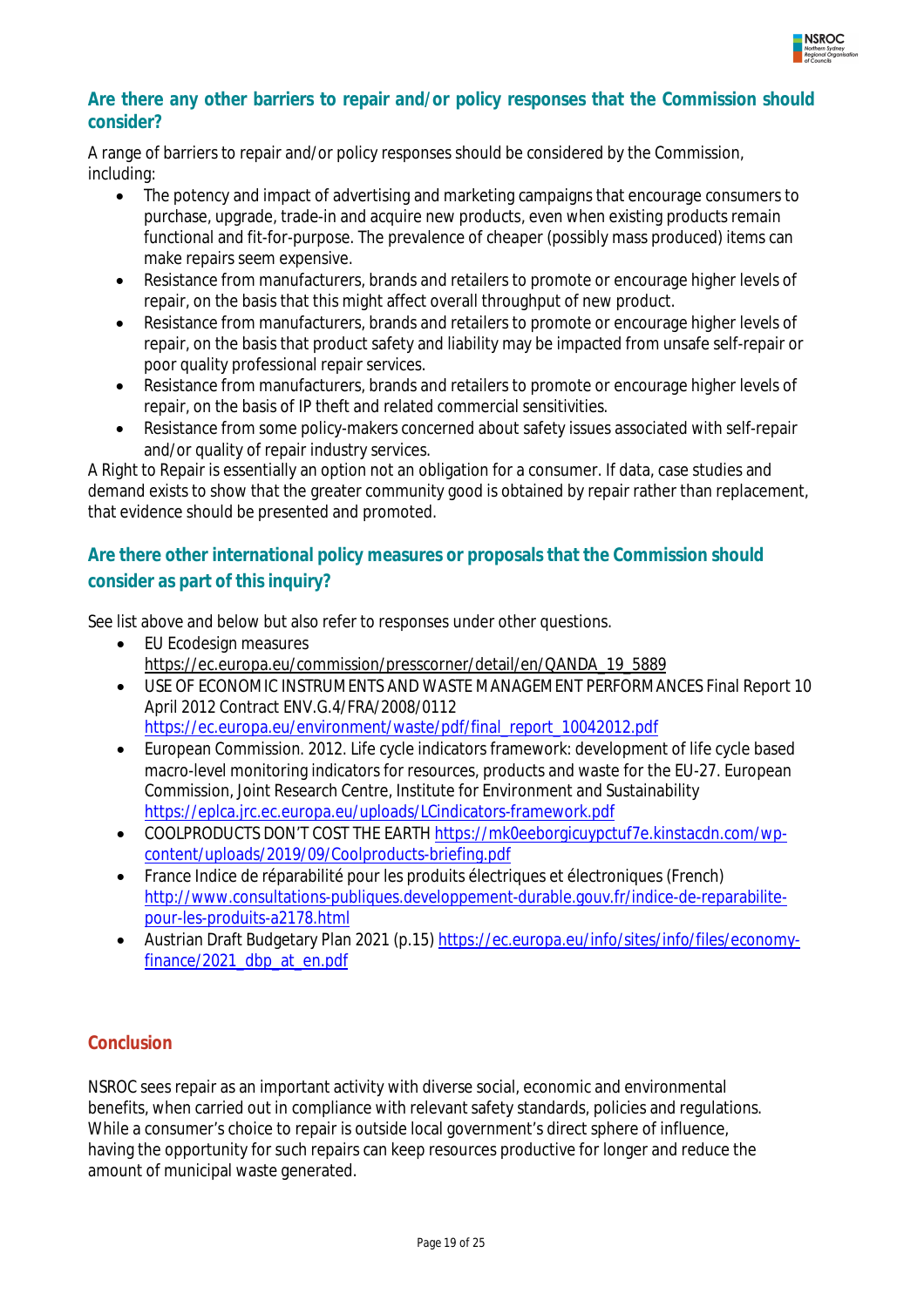## Are there any other barriers to repair and/or policy responses that the Commission should consider?

A range of barriers to repair and/or policy responses should be considered by the Commission, including:

- The potency and impact of advertising and marketing campaigns that encourage consumers to purchase, upgrade, trade-in and acquire new products, even when existing products remain functional and fit-for-purpose. The prevalence of cheaper (possibly mass produced) items can make repairs seem expensive.
- Resistance from manufacturers, brands and retailers to promote or encourage higher levels of repair, on the basis that this might affect overall throughput of new product.
- Resistance from manufacturers, brands and retailers to promote or encourage higher levels of repair, on the basis that product safety and liability may be impacted from unsafe self-repair or poor quality professional repair services.
- Resistance from manufacturers, brands and retailers to promote or encourage higher levels of repair, on the basis of IP theft and related commercial sensitivities.
- Resistance from some policy-makers concerned about safety issues associated with self-repair and/or quality of repair industry services.

A Right to Repair is essentially an option not an obligation for a consumer. If data, case studies and demand exists to show that the greater community good is obtained by repair rather than replacement, that evidence should be presented and promoted.

## Are there other international policy measures or proposals that the Commission should consider as part of this inquiry?

See list above and below but also refer to responses under other questions.

- EU Ecodesign measures https://ec.europa.eu/commission/presscorner/detail/en/QANDA_19_5889
- USE OF ECONOMIC INSTRUMENTS AND WASTE MANAGEMENT PERFORMANCES Final Report 10 April 2012 Contract ENV.G.4/FRA/2008/0112 https://ec.europa.eu/environment/waste/pdf/final_report_10042012.pdf
- European Commission. 2012. Life cycle indicators framework: development of life cycle based macro-level monitoring indicators for resources, products and waste for the EU-27. European Commission, Joint Research Centre, Institute for Environment and Sustainability https://eplca.jrc.ec.europa.eu/uploads/LCindicators-framework.pdf
- COOLPRODUCTS DON'T COST THE EARTH https://mk0eeborgicuypctuf7e.kinstacdn.com/wp-content/uploads/2019/09/Coolproducts-briefing.pdf
- France Indice de réparabilité pour les produits électriques et électroniques (French) http://www.consultations-publiques.developpement-durable.gouv.fr/indice-de-reparabilite-pour-les-produits-a2178.html
- Austrian Draft Budgetary Plan 2021 (p.15) https://ec.europa.eu/info/sites/info/files/economy-finance/2021_dbp_at_en.pdf

## Conclusion

NSROC sees repair as an important activity with diverse social, economic and environmental benefits, when carried out in compliance with relevant safety standards, policies and regulations. While a consumer's choice to repair is outside local government's direct sphere of influence, having the opportunity for such repairs can keep resources productive for longer and reduce the amount of municipal waste generated.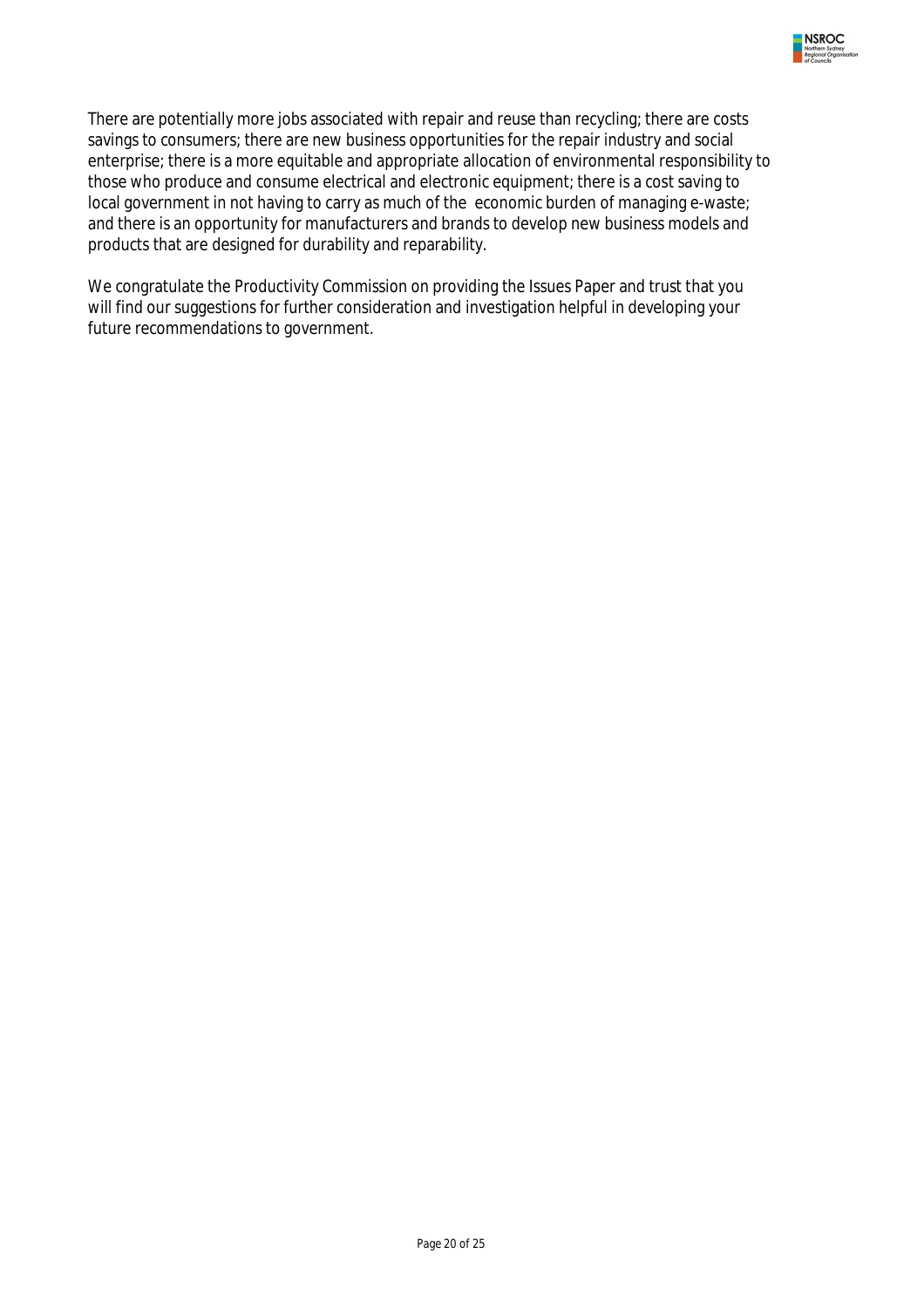There are potentially more jobs associated with repair and reuse than recycling; there are costs savings to consumers; there are new business opportunities for the repair industry and social enterprise; there is a more equitable and appropriate allocation of environmental responsibility to those who produce and consume electrical and electronic equipment; there is a cost saving to local government in not having to carry as much of the economic burden of managing e-waste; and there is an opportunity for manufacturers and brands to develop new business models and products that are designed for durability and reparability.

We congratulate the Productivity Commission on providing the Issues Paper and trust that you will find our suggestions for further consideration and investigation helpful in developing your future recommendations to government.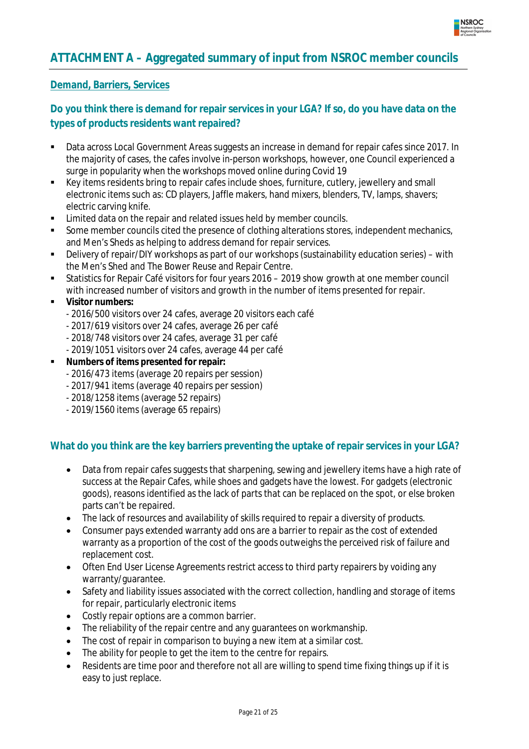# ATTACHMENT A – Aggregated summary of input from NSROC member councils

## Demand, Barriers, Services

### Do you think there is demand for repair services in your LGA? If so, do you have data on the types of products residents want repaired?

- Data across Local Government Areas suggests an increase in demand for repair cafes since 2017. In the majority of cases, the cafes involve in-person workshops, however, one Council experienced a surge in popularity when the workshops moved online during Covid 19
- Key items residents bring to repair cafes include shoes, furniture, cutlery, jewellery and small electronic items such as: CD players, Jaffle makers, hand mixers, blenders, TV, lamps, shavers; electric carving knife.
- Limited data on the repair and related issues held by member councils.
- Some member councils cited the presence of clothing alterations stores, independent mechanics, and Men's Sheds as helping to address demand for repair services.
- Delivery of repair/DIY workshops as part of our workshops (sustainability education series) – with the Men's Shed and The Bower Reuse and Repair Centre.
- Statistics for Repair Café visitors for four years 2016 – 2019 show growth at one member council with increased number of visitors and growth in the number of items presented for repair.
- **Visitor numbers:**
  - 2016/500 visitors over 24 cafes, average 20 visitors each café
  - 2017/619 visitors over 24 cafes, average 26 per café
  - 2018/748 visitors over 24 cafes, average 31 per café
  - 2019/1051 visitors over 24 cafes, average 44 per café
- **Numbers of items presented for repair:**
  - 2016/473 items (average 20 repairs per session)
  - 2017/941 items (average 40 repairs per session)
  - 2018/1258 items (average 52 repairs)
  - 2019/1560 items (average 65 repairs)

### What do you think are the key barriers preventing the uptake of repair services in your LGA?

- Data from repair cafes suggests that sharpening, sewing and jewellery items have a high rate of success at the Repair Cafes, while shoes and gadgets have the lowest. For gadgets (electronic goods), reasons identified as the lack of parts that can be replaced on the spot, or else broken parts can't be repaired.
- The lack of resources and availability of skills required to repair a diversity of products.
- Consumer pays extended warranty add ons are a barrier to repair as the cost of extended warranty as a proportion of the cost of the goods outweighs the perceived risk of failure and replacement cost.
- Often End User License Agreements restrict access to third party repairers by voiding any warranty/guarantee.
- Safety and liability issues associated with the correct collection, handling and storage of items for repair, particularly electronic items
- Costly repair options are a common barrier.
- The reliability of the repair centre and any guarantees on workmanship.
- The cost of repair in comparison to buying a new item at a similar cost.
- The ability for people to get the item to the centre for repairs.
- Residents are time poor and therefore not all are willing to spend time fixing things up if it is easy to just replace.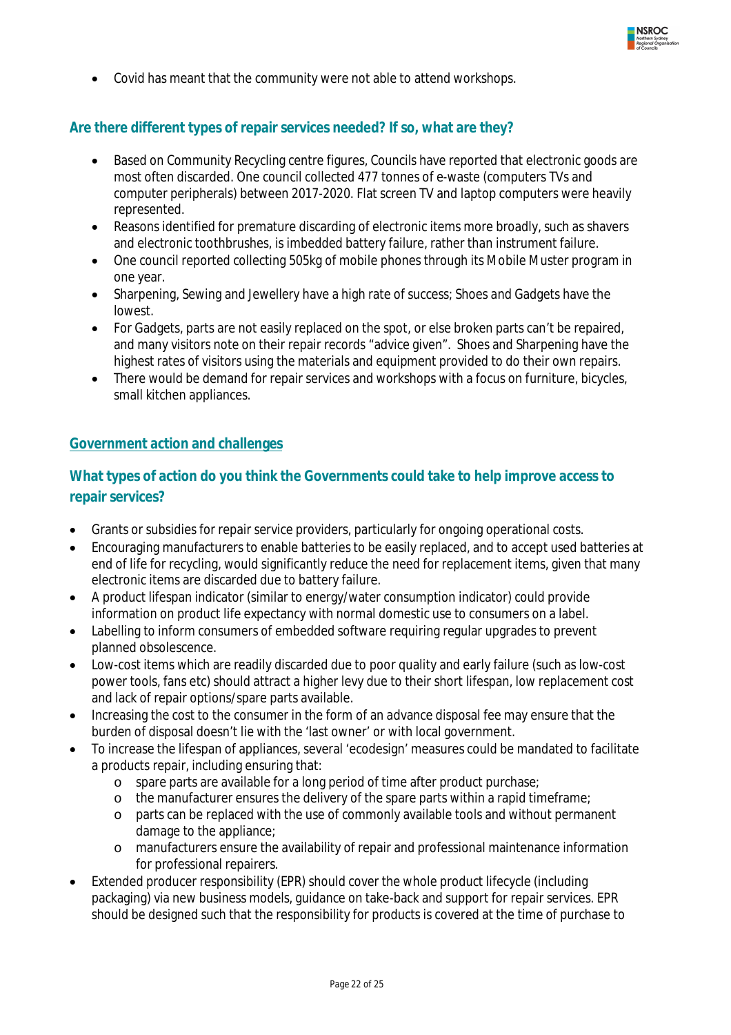- Covid has meant that the community were not able to attend workshops.

### Are there different types of repair services needed? If so, what are they?

- Based on Community Recycling centre figures, Councils have reported that electronic goods are most often discarded. One council collected 477 tonnes of e-waste (computers TVs and computer peripherals) between 2017-2020. Flat screen TV and laptop computers were heavily represented.
- Reasons identified for premature discarding of electronic items more broadly, such as shavers and electronic toothbrushes, is imbedded battery failure, rather than instrument failure.
- One council reported collecting 505kg of mobile phones through its Mobile Muster program in one year.
- Sharpening, Sewing and Jewellery have a high rate of success; Shoes and Gadgets have the lowest.
- For Gadgets, parts are not easily replaced on the spot, or else broken parts can't be repaired, and many visitors note on their repair records "advice given". Shoes and Sharpening have the highest rates of visitors using the materials and equipment provided to do their own repairs.
- There would be demand for repair services and workshops with a focus on furniture, bicycles, small kitchen appliances.

## Government action and challenges

### What types of action do you think the Governments could take to help improve access to repair services?

- Grants or subsidies for repair service providers, particularly for ongoing operational costs.
- Encouraging manufacturers to enable batteries to be easily replaced, and to accept used batteries at end of life for recycling, would significantly reduce the need for replacement items, given that many electronic items are discarded due to battery failure.
- A product lifespan indicator (similar to energy/water consumption indicator) could provide information on product life expectancy with normal domestic use to consumers on a label.
- Labelling to inform consumers of embedded software requiring regular upgrades to prevent planned obsolescence.
- Low-cost items which are readily discarded due to poor quality and early failure (such as low-cost power tools, fans etc) should attract a higher levy due to their short lifespan, low replacement cost and lack of repair options/spare parts available.
- Increasing the cost to the consumer in the form of an advance disposal fee may ensure that the burden of disposal doesn't lie with the 'last owner' or with local government.
- To increase the lifespan of appliances, several 'ecodesign' measures could be mandated to facilitate a products repair, including ensuring that:
  - spare parts are available for a long period of time after product purchase;
  - the manufacturer ensures the delivery of the spare parts within a rapid timeframe;
  - parts can be replaced with the use of commonly available tools and without permanent damage to the appliance;
  - manufacturers ensure the availability of repair and professional maintenance information for professional repairers.
- Extended producer responsibility (EPR) should cover the whole product lifecycle (including packaging) via new business models, guidance on take-back and support for repair services. EPR should be designed such that the responsibility for products is covered at the time of purchase to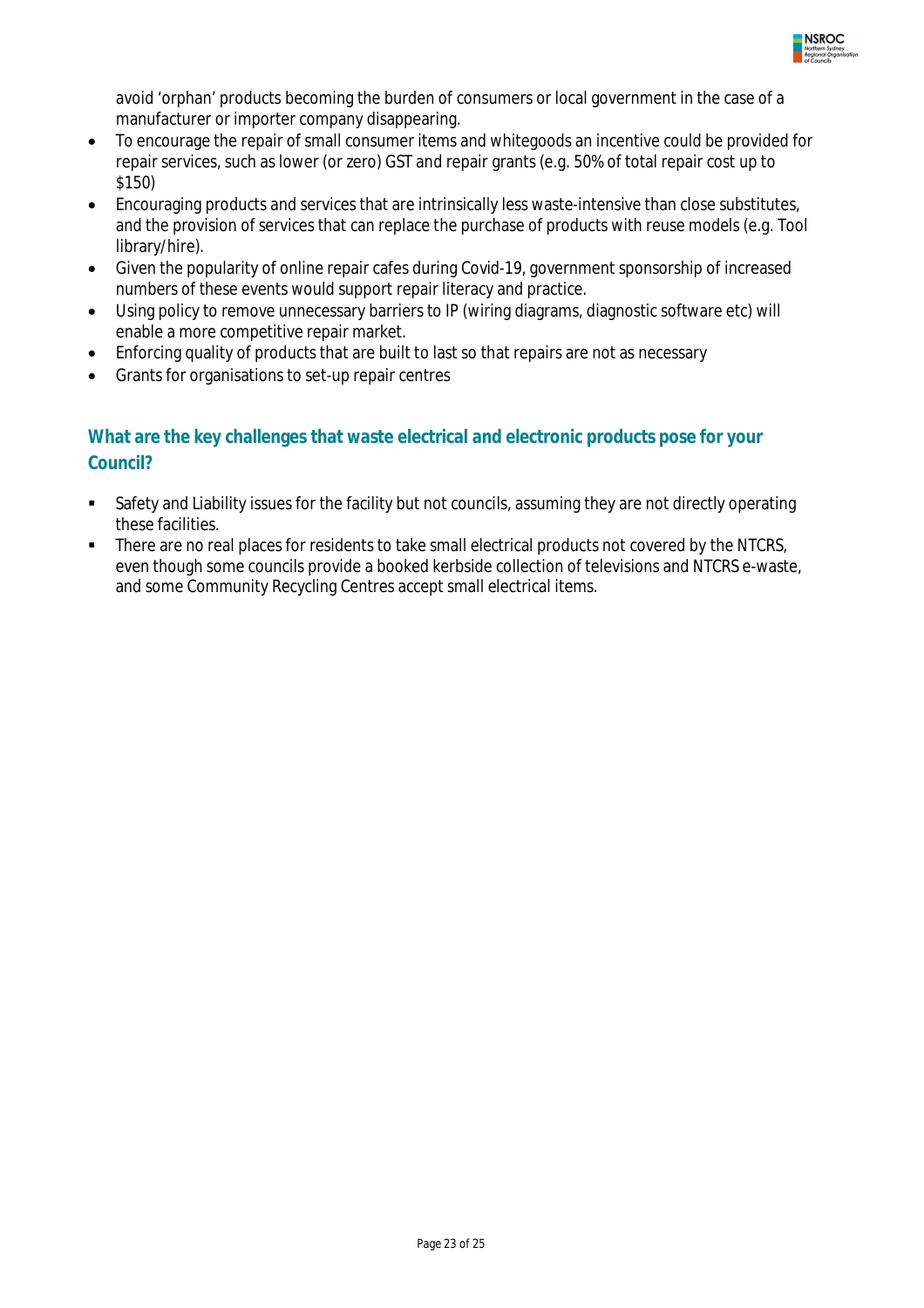avoid 'orphan' products becoming the burden of consumers or local government in the case of a manufacturer or importer company disappearing.

- To encourage the repair of small consumer items and whitegoods an incentive could be provided for repair services, such as lower (or zero) GST and repair grants (e.g. 50% of total repair cost up to $150)
- Encouraging products and services that are intrinsically less waste-intensive than close substitutes, and the provision of services that can replace the purchase of products with reuse models (e.g. Tool library/hire).
- Given the popularity of online repair cafes during Covid-19, government sponsorship of increased numbers of these events would support repair literacy and practice.
- Using policy to remove unnecessary barriers to IP (wiring diagrams, diagnostic software etc) will enable a more competitive repair market.
- Enforcing quality of products that are built to last so that repairs are not as necessary
- Grants for organisations to set-up repair centres

## What are the key challenges that waste electrical and electronic products pose for your Council?

- Safety and Liability issues for the facility but not councils, assuming they are not directly operating these facilities.
- There are no real places for residents to take small electrical products not covered by the NTCRS, even though some councils provide a booked kerbside collection of televisions and NTCRS e-waste, and some Community Recycling Centres accept small electrical items.